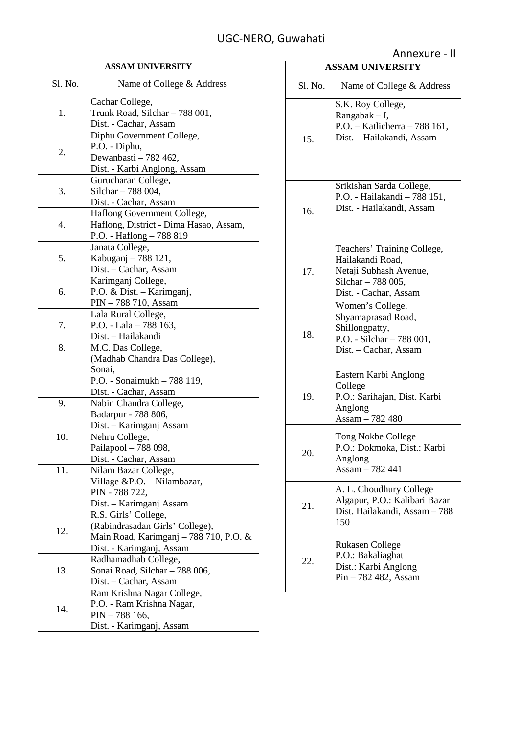UGC-NERO, Guwahati

Annexure - II

| ASSAM UNIVERSITY | |
|---|---|
| Sl. No. | Name of College & Address |
| 1. | Cachar College, Trunk Road, Silchar – 788 001, Dist. - Cachar, Assam |
| 2. | Diphu Government College, P.O. - Diphu, Dewanbasti – 782 462, Dist. - Karbi Anglong, Assam |
| 3. | Gurucharan College, Silchar – 788 004, Dist. - Cachar, Assam |
| 4. | Haflong Government College, Haflong, District - Dima Hasao, Assam, P.O. - Haflong – 788 819 |
| 5. | Janata College, Kabuganj – 788 121, Dist. – Cachar, Assam |
| 6. | Karimganj College, P.O. & Dist. – Karimganj, PIN – 788 710, Assam |
| 7. | Lala Rural College, P.O. - Lala – 788 163, Dist. – Hailakandi |
| 8. | M.C. Das College, (Madhab Chandra Das College), Sonai, P.O. - Sonaimukh – 788 119, Dist. - Cachar, Assam |
| 9. | Nabin Chandra College, Badarpur - 788 806, Dist. – Karimganj Assam |
| 10. | Nehru College, Pailapool – 788 098, Dist. - Cachar, Assam |
| 11. | Nilam Bazar College, Village &P.O. – Nilambazar, PIN - 788 722, Dist. – Karimganj Assam |
| 12. | R.S. Girls' College, (Rabindrasadan Girls' College), Main Road, Karimganj – 788 710, P.O. & Dist. - Karimganj, Assam |
| 13. | Radhamadhab College, Sonai Road, Silchar – 788 006, Dist. – Cachar, Assam |
| 14. | Ram Krishna Nagar College, P.O. - Ram Krishna Nagar, PIN – 788 166, Dist. - Karimganj, Assam |
| 15. | S.K. Roy College, Rangabak – I, P.O. – Katlicherra – 788 161, Dist. – Hailakandi, Assam |
| 16. | Srikishan Sarda College, P.O. - Hailakandi – 788 151, Dist. - Hailakandi, Assam |
| 17. | Teachers' Training College, Hailakandi Road, Netaji Subhash Avenue, Silchar – 788 005, Dist. - Cachar, Assam |
| 18. | Women's College, Shyamaprasad Road, Shillongpatty, P.O. - Silchar – 788 001, Dist. – Cachar, Assam |
| 19. | Eastern Karbi Anglong College P.O.: Sarihajan, Dist. Karbi Anglong Assam – 782 480 |
| 20. | Tong Nokbe College P.O.: Dokmoka, Dist.: Karbi Anglong Assam – 782 441 |
| 21. | A. L. Choudhury College Algapur, P.O.: Kalibari Bazar Dist. Hailakandi, Assam – 788 150 |
| 22. | Rukasen College P.O.: Bakaliaghat Dist.: Karbi Anglong Pin – 782 482, Assam |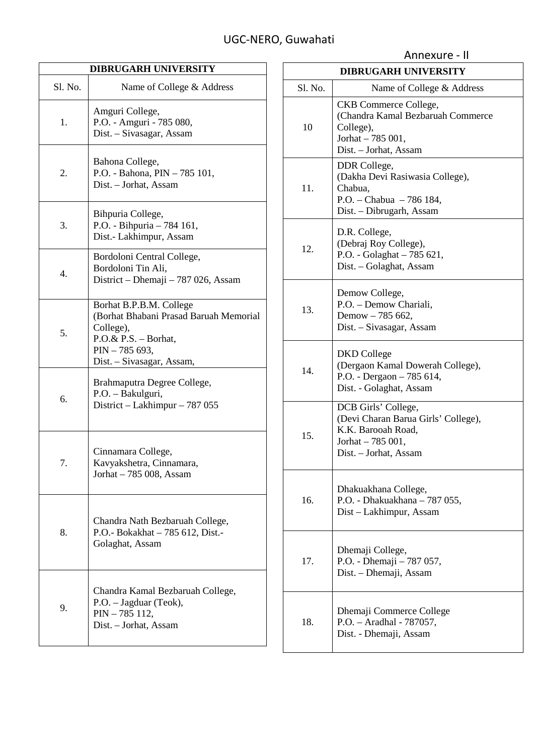UGC-NERO, Guwahati

Annexure - II

| DIBRUGARH UNIVERSITY | |
|---|---|
| Sl. No. | Name of College & Address |
| 1. | Amguri College, P.O. - Amguri - 785 080, Dist. – Sivasagar, Assam |
| 2. | Bahona College, P.O. - Bahona, PIN – 785 101, Dist. – Jorhat, Assam |
| 3. | Bihpuria College, P.O. - Bihpuria – 784 161, Dist.- Lakhimpur, Assam |
| 4. | Bordoloni Central College, Bordoloni Tin Ali, District – Dhemaji – 787 026, Assam |
| 5. | Borhat B.P.B.M. College (Borhat Bhabani Prasad Baruah Memorial College), P.O.& P.S. – Borhat, PIN – 785 693, Dist. – Sivasagar, Assam, |
| 6. | Brahmaputra Degree College, P.O. – Bakulguri, District – Lakhimpur – 787 055 |
| 7. | Cinnamara College, Kavyakshetra, Cinnamara, Jorhat – 785 008, Assam |
| 8. | Chandra Nath Bezbaruah College, P.O.- Bokakhat – 785 612, Dist.- Golaghat, Assam |
| 9. | Chandra Kamal Bezbaruah College, P.O. – Jagduar (Teok), PIN – 785 112, Dist. – Jorhat, Assam |

| DIBRUGARH UNIVERSITY | |
|---|---|
| Sl. No. | Name of College & Address |
| 10 | CKB Commerce College, (Chandra Kamal Bezbaruah Commerce College), Jorhat – 785 001, Dist. – Jorhat, Assam |
| 11. | DDR College, (Dakha Devi Rasiwasia College), Chabua, P.O. – Chabua – 786 184, Dist. – Dibrugarh, Assam |
| 12. | D.R. College, (Debraj Roy College), P.O. - Golaghat – 785 621, Dist. – Golaghat, Assam |
| 13. | Demow College, P.O. – Demow Chariali, Demow – 785 662, Dist. – Sivasagar, Assam |
| 14. | DKD College (Dergaon Kamal Dowerah College), P.O. - Dergaon – 785 614, Dist. - Golaghat, Assam |
| 15. | DCB Girls' College, (Devi Charan Barua Girls' College), K.K. Barooah Road, Jorhat – 785 001, Dist. – Jorhat, Assam |
| 16. | Dhakuakhana College, P.O. - Dhakuakhana – 787 055, Dist – Lakhimpur, Assam |
| 17. | Dhemaji College, P.O. - Dhemaji – 787 057, Dist. – Dhemaji, Assam |
| 18. | Dhemaji Commerce College P.O. – Aradhal - 787057, Dist. - Dhemaji, Assam |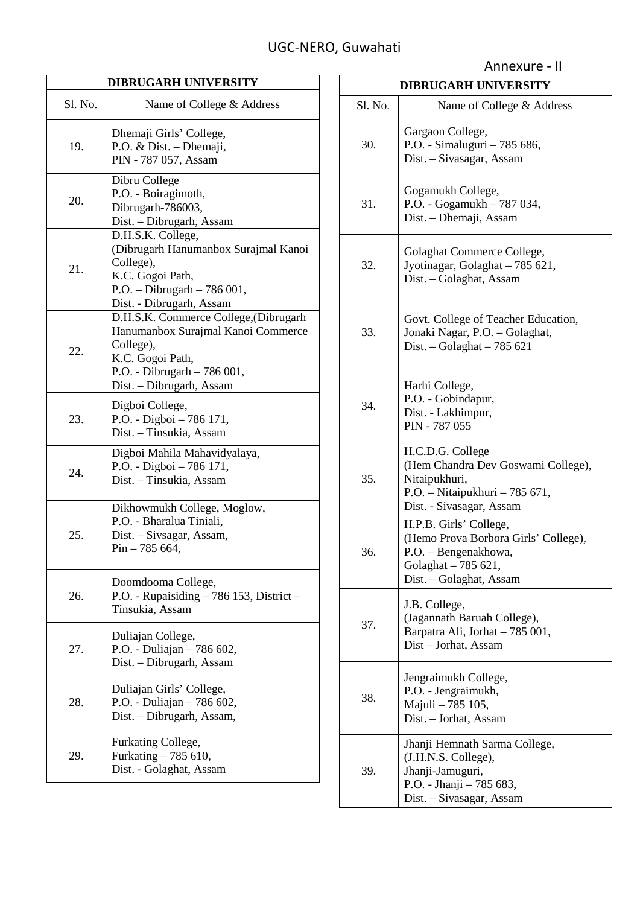UGC-NERO, Guwahati

Annexure - II

| DIBRUGARH UNIVERSITY | |
|---|---|
| Sl. No. | Name of College & Address |
| 19. | Dhemaji Girls' College, P.O. & Dist. – Dhemaji, PIN - 787 057, Assam |
| 20. | Dibru College P.O. - Boiragimoth, Dibrugarh-786003, Dist. – Dibrugarh, Assam |
| 21. | D.H.S.K. College, (Dibrugarh Hanumanbox Surajmal Kanoi College), K.C. Gogoi Path, P.O. – Dibrugarh – 786 001, Dist. - Dibrugarh, Assam |
| 22. | D.H.S.K. Commerce College,(Dibrugarh Hanumanbox Surajmal Kanoi Commerce College), K.C. Gogoi Path, P.O. - Dibrugarh – 786 001, Dist. – Dibrugarh, Assam |
| 23. | Digboi College, P.O. - Digboi – 786 171, Dist. – Tinsukia, Assam |
| 24. | Digboi Mahila Mahavidyalaya, P.O. - Digboi – 786 171, Dist. – Tinsukia, Assam |
| 25. | Dikhowmukh College, Moglow, P.O. - Bharalua Tiniali, Dist. – Sivsagar, Assam, Pin – 785 664, |
| 26. | Doomdooma College, P.O. - Rupaisiding – 786 153, District – Tinsukia, Assam |
| 27. | Duliajan College, P.O. - Duliajan – 786 602, Dist. – Dibrugarh, Assam |
| 28. | Duliajan Girls' College, P.O. - Duliajan – 786 602, Dist. – Dibrugarh, Assam, |
| 29. | Furkating College, Furkating – 785 610, Dist. - Golaghat, Assam |
| 30. | Gargaon College, P.O. - Simaluguri – 785 686, Dist. – Sivasagar, Assam |
| 31. | Gogamukh College, P.O. - Gogamukh – 787 034, Dist. – Dhemaji, Assam |
| 32. | Golaghat Commerce College, Jyotinagar, Golaghat – 785 621, Dist. – Golaghat, Assam |
| 33. | Govt. College of Teacher Education, Jonaki Nagar, P.O. – Golaghat, Dist. – Golaghat – 785 621 |
| 34. | Harhi College, P.O. - Gobindapur, Dist. - Lakhimpur, PIN - 787 055 |
| 35. | H.C.D.G. College (Hem Chandra Dev Goswami College), Nitaipukhuri, P.O. – Nitaipukhuri – 785 671, Dist. - Sivasagar, Assam |
| 36. | H.P.B. Girls' College, (Hemo Prova Borbora Girls' College), P.O. – Bengenakhowa, Golaghat – 785 621, Dist. – Golaghat, Assam |
| 37. | J.B. College, (Jagannath Baruah College), Barpatra Ali, Jorhat – 785 001, Dist – Jorhat, Assam |
| 38. | Jengraimukh College, P.O. - Jengraimukh, Majuli – 785 105, Dist. – Jorhat, Assam |
| 39. | Jhanji Hemnath Sarma College, (J.H.N.S. College), Jhanji-Jamuguri, P.O. - Jhanji – 785 683, Dist. – Sivasagar, Assam |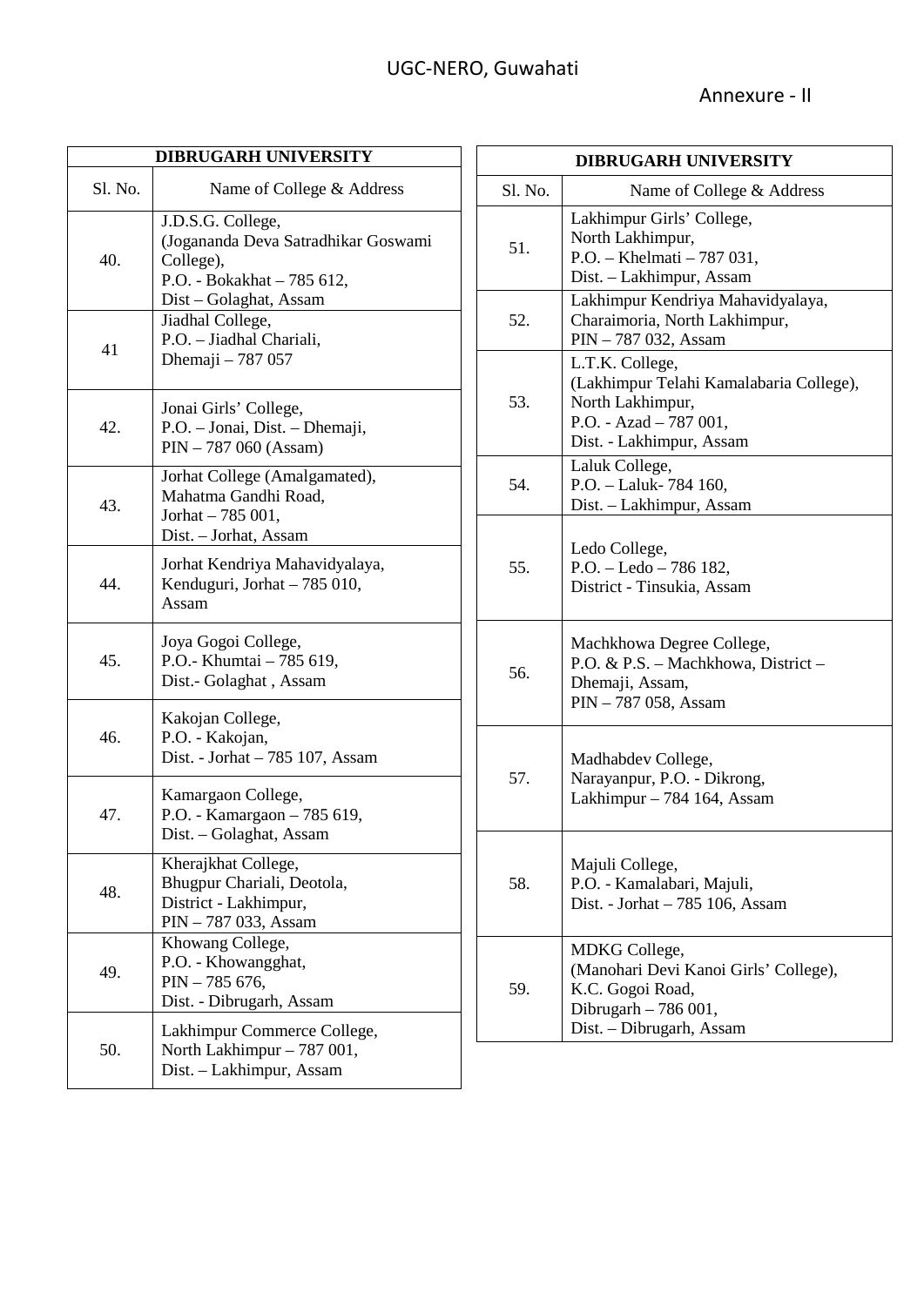UGC-NERO, Guwahati

Annexure - II

| DIBRUGARH UNIVERSITY | |
|---|---|
| Sl. No. | Name of College & Address |
| 40. | J.D.S.G. College, (Jogananda Deva Satradhikar Goswami College), P.O. - Bokakhat – 785 612, Dist – Golaghat, Assam |
| 41 | Jiadhal College, P.O. – Jiadhal Chariali, Dhemaji – 787 057 |
| 42. | Jonai Girls' College, P.O. – Jonai, Dist. – Dhemaji, PIN – 787 060 (Assam) |
| 43. | Jorhat College (Amalgamated), Mahatma Gandhi Road, Jorhat – 785 001, Dist. – Jorhat, Assam |
| 44. | Jorhat Kendriya Mahavidyalaya, Kenduguri, Jorhat – 785 010, Assam |
| 45. | Joya Gogoi College, P.O.- Khumtai – 785 619, Dist.- Golaghat , Assam |
| 46. | Kakojan College, P.O. - Kakojan, Dist. - Jorhat – 785 107, Assam |
| 47. | Kamargaon College, P.O. - Kamargaon – 785 619, Dist. – Golaghat, Assam |
| 48. | Kherajkhat College, Bhugpur Chariali, Deotola, District - Lakhimpur, PIN – 787 033, Assam |
| 49. | Khowang College, P.O. - Khowangghat, PIN – 785 676, Dist. - Dibrugarh, Assam |
| 50. | Lakhimpur Commerce College, North Lakhimpur – 787 001, Dist. – Lakhimpur, Assam |

| DIBRUGARH UNIVERSITY | |
|---|---|
| Sl. No. | Name of College & Address |
| 51. | Lakhimpur Girls' College, North Lakhimpur, P.O. – Khelmati – 787 031, Dist. – Lakhimpur, Assam |
| 52. | Lakhimpur Kendriya Mahavidyalaya, Charaimoria, North Lakhimpur, PIN – 787 032, Assam |
| 53. | L.T.K. College, (Lakhimpur Telahi Kamalabaria College), North Lakhimpur, P.O. - Azad – 787 001, Dist. - Lakhimpur, Assam |
| 54. | Laluk College, P.O. – Laluk- 784 160, Dist. – Lakhimpur, Assam |
| 55. | Ledo College, P.O. – Ledo – 786 182, District - Tinsukia, Assam |
| 56. | Machkhowa Degree College, P.O. & P.S. – Machkhowa, District – Dhemaji, Assam, PIN – 787 058, Assam |
| 57. | Madhabdev College, Narayanpur, P.O. - Dikrong, Lakhimpur – 784 164, Assam |
| 58. | Majuli College, P.O. - Kamalabari, Majuli, Dist. - Jorhat – 785 106, Assam |
| 59. | MDKG College, (Manohari Devi Kanoi Girls' College), K.C. Gogoi Road, Dibrugarh – 786 001, Dist. – Dibrugarh, Assam |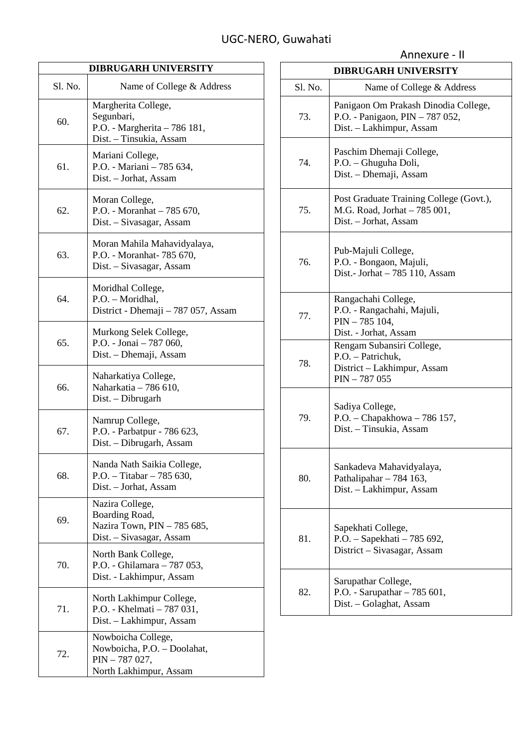Annexure - II

| DIBRUGARH UNIVERSITY | |
|---|---|
| Sl. No. | Name of College & Address |
| 60. | Margherita College, Segunbari, P.O. - Margherita – 786 181, Dist. – Tinsukia, Assam |
| 61. | Mariani College, P.O. - Mariani – 785 634, Dist. – Jorhat, Assam |
| 62. | Moran College, P.O. - Moranhat – 785 670, Dist. – Sivasagar, Assam |
| 63. | Moran Mahila Mahavidyalaya, P.O. - Moranhat- 785 670, Dist. – Sivasagar, Assam |
| 64. | Moridhal College, P.O. – Moridhal, District - Dhemaji – 787 057, Assam |
| 65. | Murkong Selek College, P.O. - Jonai – 787 060, Dist. – Dhemaji, Assam |
| 66. | Naharkatiya College, Naharkatia – 786 610, Dist. – Dibrugarh |
| 67. | Namrup College, P.O. - Parbatpur - 786 623, Dist. – Dibrugarh, Assam |
| 68. | Nanda Nath Saikia College, P.O. – Titabar – 785 630, Dist. – Jorhat, Assam |
| 69. | Nazira College, Boarding Road, Nazira Town, PIN – 785 685, Dist. – Sivasagar, Assam |
| 70. | North Bank College, P.O. - Ghilamara – 787 053, Dist. - Lakhimpur, Assam |
| 71. | North Lakhimpur College, P.O. - Khelmati – 787 031, Dist. – Lakhimpur, Assam |
| 72. | Nowboicha College, Nowboicha, P.O. – Doolahat, PIN – 787 027, North Lakhimpur, Assam |
| 73. | Panigaon Om Prakash Dinodia College, P.O. - Panigaon, PIN – 787 052, Dist. – Lakhimpur, Assam |
| 74. | Paschim Dhemaji College, P.O. – Ghuguha Doli, Dist. – Dhemaji, Assam |
| 75. | Post Graduate Training College (Govt.), M.G. Road, Jorhat – 785 001, Dist. – Jorhat, Assam |
| 76. | Pub-Majuli College, P.O. - Bongaon, Majuli, Dist.- Jorhat – 785 110, Assam |
| 77. | Rangachahi College, P.O. - Rangachahi, Majuli, PIN – 785 104, Dist. - Jorhat, Assam |
| 78. | Rengam Subansiri College, P.O. – Patrichuk, District – Lakhimpur, Assam PIN – 787 055 |
| 79. | Sadiya College, P.O. – Chapakhowa – 786 157, Dist. – Tinsukia, Assam |
| 80. | Sankadeva Mahavidyalaya, Pathalipahar – 784 163, Dist. – Lakhimpur, Assam |
| 81. | Sapekhati College, P.O. – Sapekhati – 785 692, District – Sivasagar, Assam |
| 82. | Sarupathar College, P.O. - Sarupathar – 785 601, Dist. – Golaghat, Assam |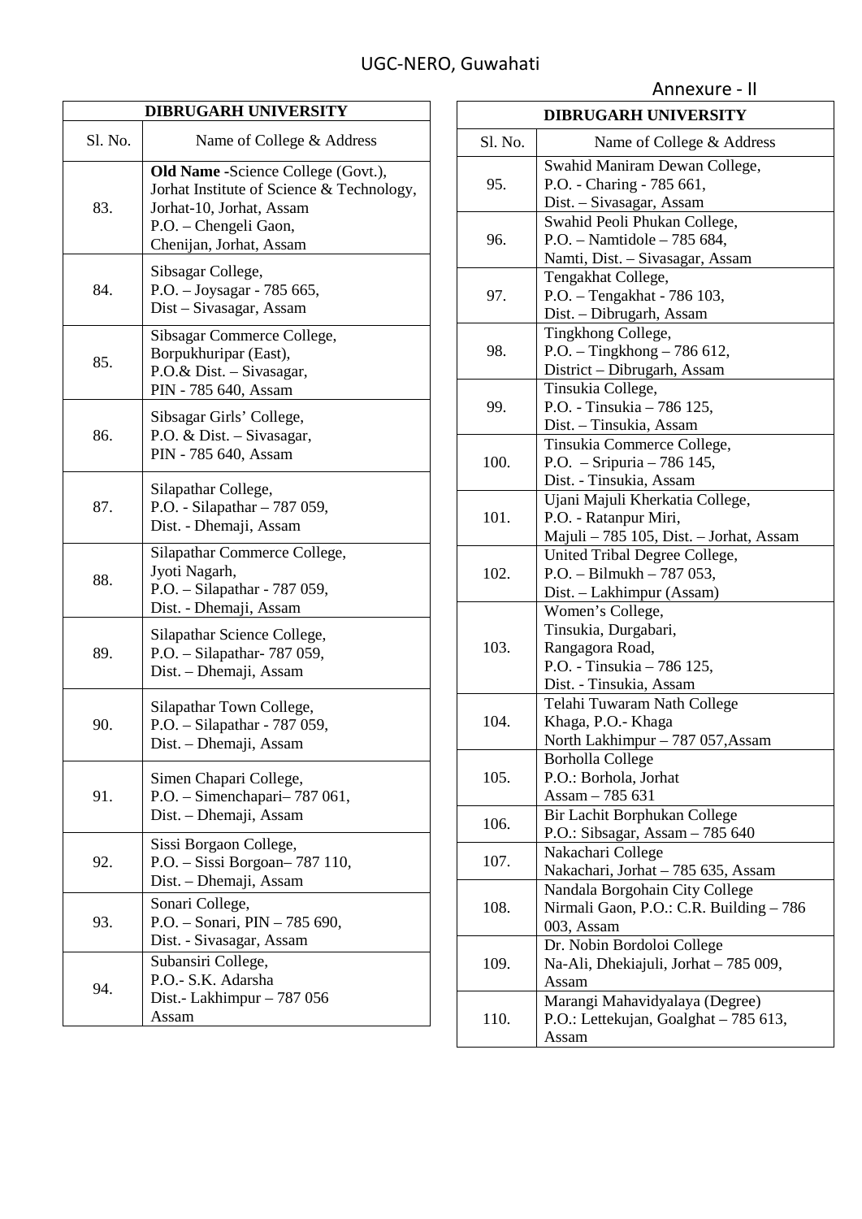UGC-NERO, Guwahati

Annexure - II

| DIBRUGARH UNIVERSITY | |
|---|---|
| Sl. No. | Name of College & Address |
| 83. | **Old Name** -Science College (Govt.), Jorhat Institute of Science & Technology, Jorhat-10, Jorhat, Assam P.O. – Chengeli Gaon, Chenijan, Jorhat, Assam |
| 84. | Sibsagar College, P.O. – Joysagar - 785 665, Dist – Sivasagar, Assam |
| 85. | Sibsagar Commerce College, Borpukhuripar (East), P.O.& Dist. – Sivasagar, PIN - 785 640, Assam |
| 86. | Sibsagar Girls' College, P.O. & Dist. – Sivasagar, PIN - 785 640, Assam |
| 87. | Silapathar College, P.O. - Silapathar – 787 059, Dist. - Dhemaji, Assam |
| 88. | Silapathar Commerce College, Jyoti Nagarh, P.O. – Silapathar - 787 059, Dist. - Dhemaji, Assam |
| 89. | Silapathar Science College, P.O. – Silapathar- 787 059, Dist. – Dhemaji, Assam |
| 90. | Silapathar Town College, P.O. – Silapathar - 787 059, Dist. – Dhemaji, Assam |
| 91. | Simen Chapari College, P.O. – Simenchapari– 787 061, Dist. – Dhemaji, Assam |
| 92. | Sissi Borgaon College, P.O. – Sissi Borgoan– 787 110, Dist. – Dhemaji, Assam |
| 93. | Sonari College, P.O. – Sonari, PIN – 785 690, Dist. - Sivasagar, Assam |
| 94. | Subansiri College, P.O.- S.K. Adarsha Dist.- Lakhimpur – 787 056 Assam |

| DIBRUGARH UNIVERSITY | |
|---|---|
| Sl. No. | Name of College & Address |
| 95. | Swahid Maniram Dewan College, P.O. - Charing - 785 661, Dist. – Sivasagar, Assam |
| 96. | Swahid Peoli Phukan College, P.O. – Namtidole – 785 684, Namti, Dist. – Sivasagar, Assam |
| 97. | Tengakhat College, P.O. – Tengakhat - 786 103, Dist. – Dibrugarh, Assam |
| 98. | Tingkhong College, P.O. – Tingkhong – 786 612, District – Dibrugarh, Assam |
| 99. | Tinsukia College, P.O. - Tinsukia – 786 125, Dist. – Tinsukia, Assam |
| 100. | Tinsukia Commerce College, P.O. – Sripuria – 786 145, Dist. - Tinsukia, Assam |
| 101. | Ujani Majuli Kherkatia College, P.O. - Ratanpur Miri, Majuli – 785 105, Dist. – Jorhat, Assam |
| 102. | United Tribal Degree College, P.O. – Bilmukh – 787 053, Dist. – Lakhimpur (Assam) |
| 103. | Women's College, Tinsukia, Durgabari, Rangagora Road, P.O. - Tinsukia – 786 125, Dist. - Tinsukia, Assam |
| 104. | Telahi Tuwaram Nath College Khaga, P.O.- Khaga North Lakhimpur – 787 057,Assam |
| 105. | Borholla College P.O.: Borhola, Jorhat Assam – 785 631 |
| 106. | Bir Lachit Borphukan College P.O.: Sibsagar, Assam – 785 640 |
| 107. | Nakachari College Nakachari, Jorhat – 785 635, Assam |
| 108. | Nandala Borgohain City College Nirmali Gaon, P.O.: C.R. Building – 786 003, Assam |
| 109. | Dr. Nobin Bordoloi College Na-Ali, Dhekiajuli, Jorhat – 785 009, Assam |
| 110. | Marangi Mahavidyalaya (Degree) P.O.: Lettekujan, Goalghat – 785 613, Assam |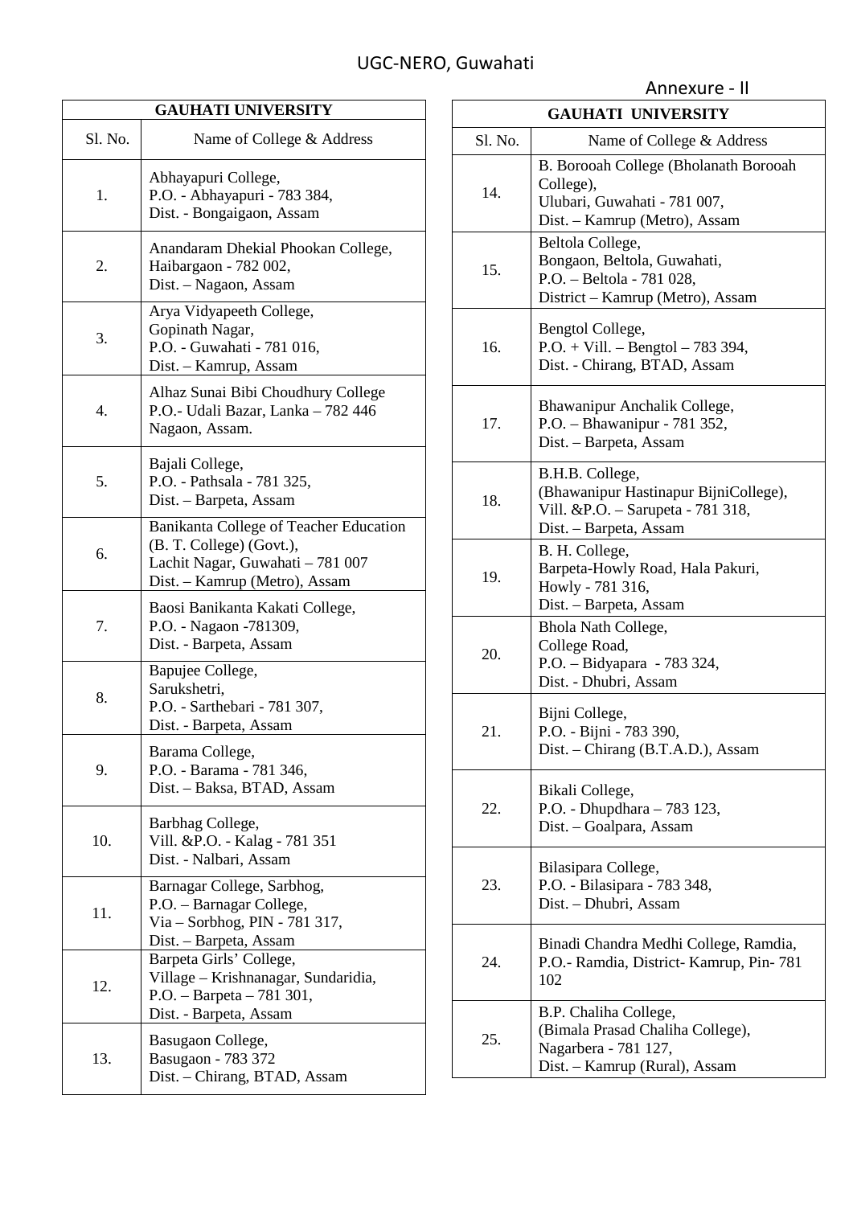UGC-NERO, Guwahati

Annexure - II

| GAUHATI UNIVERSITY | |
|---|---|
| Sl. No. | Name of College & Address |
| 1. | Abhayapuri College, P.O. - Abhayapuri - 783 384, Dist. - Bongaigaon, Assam |
| 2. | Anandaram Dhekial Phookan College, Haibargaon - 782 002, Dist. – Nagaon, Assam |
| 3. | Arya Vidyapeeth College, Gopinath Nagar, P.O. - Guwahati - 781 016, Dist. – Kamrup, Assam |
| 4. | Alhaz Sunai Bibi Choudhury College P.O.- Udali Bazar, Lanka – 782 446 Nagaon, Assam. |
| 5. | Bajali College, P.O. - Pathsala - 781 325, Dist. – Barpeta, Assam |
| 6. | Banikanta College of Teacher Education (B. T. College) (Govt.), Lachit Nagar, Guwahati – 781 007 Dist. – Kamrup (Metro), Assam |
| 7. | Baosi Banikanta Kakati College, P.O. - Nagaon -781309, Dist. - Barpeta, Assam |
| 8. | Bapujee College, Sarukshetri, P.O. - Sarthebari - 781 307, Dist. - Barpeta, Assam |
| 9. | Barama College, P.O. - Barama - 781 346, Dist. – Baksa, BTAD, Assam |
| 10. | Barbhag College, Vill. &P.O. - Kalag - 781 351 Dist. - Nalbari, Assam |
| 11. | Barnagar College, Sarbhog, P.O. – Barnagar College, Via – Sorbhog, PIN - 781 317, Dist. – Barpeta, Assam |
| 12. | Barpeta Girls' College, Village – Krishnanagar, Sundaridia, P.O. – Barpeta – 781 301, Dist. - Barpeta, Assam |
| 13. | Basugaon College, Basugaon - 783 372 Dist. – Chirang, BTAD, Assam |
| 14. | B. Borooah College (Bholanath Borooah College), Ulubari, Guwahati - 781 007, Dist. – Kamrup (Metro), Assam |
| 15. | Beltola College, Bongaon, Beltola, Guwahati, P.O. – Beltola - 781 028, District – Kamrup (Metro), Assam |
| 16. | Bengtol College, P.O. + Vill. – Bengtol – 783 394, Dist. - Chirang, BTAD, Assam |
| 17. | Bhawanipur Anchalik College, P.O. – Bhawanipur - 781 352, Dist. – Barpeta, Assam |
| 18. | B.H.B. College, (Bhawanipur Hastinapur BijniCollege), Vill. &P.O. – Sarupeta - 781 318, Dist. – Barpeta, Assam |
| 19. | B. H. College, Barpeta-Howly Road, Hala Pakuri, Howly - 781 316, Dist. – Barpeta, Assam |
| 20. | Bhola Nath College, College Road, P.O. – Bidyapara - 783 324, Dist. - Dhubri, Assam |
| 21. | Bijni College, P.O. - Bijni - 783 390, Dist. – Chirang (B.T.A.D.), Assam |
| 22. | Bikali College, P.O. - Dhupdhara – 783 123, Dist. – Goalpara, Assam |
| 23. | Bilasipara College, P.O. - Bilasipara - 783 348, Dist. – Dhubri, Assam |
| 24. | Binadi Chandra Medhi College, Ramdia, P.O.- Ramdia, District- Kamrup, Pin- 781 102 |
| 25. | B.P. Chaliha College, (Bimala Prasad Chaliha College), Nagarbera - 781 127, Dist. – Kamrup (Rural), Assam |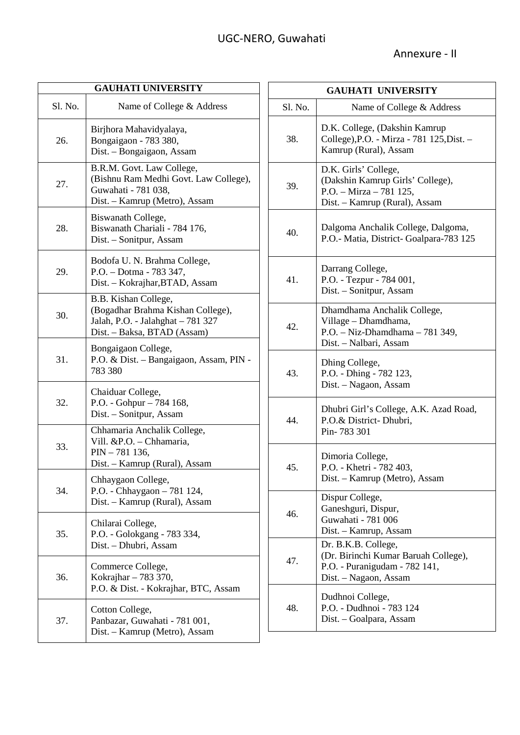UGC-NERO, Guwahati

Annexure - II

| GAUHATI UNIVERSITY | |
|---|---|
| Sl. No. | Name of College & Address |
| 26. | Birjhora Mahavidyalaya, Bongaigaon - 783 380, Dist. – Bongaigaon, Assam |
| 27. | B.R.M. Govt. Law College, (Bishnu Ram Medhi Govt. Law College), Guwahati - 781 038, Dist. – Kamrup (Metro), Assam |
| 28. | Biswanath College, Biswanath Chariali - 784 176, Dist. – Sonitpur, Assam |
| 29. | Bodofa U. N. Brahma College, P.O. – Dotma - 783 347, Dist. – Kokrajhar,BTAD, Assam |
| 30. | B.B. Kishan College, (Bogadhar Brahma Kishan College), Jalah, P.O. - Jalahghat – 781 327 Dist. – Baksa, BTAD (Assam) |
| 31. | Bongaigaon College, P.O. & Dist. – Bangaigaon, Assam, PIN - 783 380 |
| 32. | Chaiduar College, P.O. - Gohpur – 784 168, Dist. – Sonitpur, Assam |
| 33. | Chhamaria Anchalik College, Vill. &P.O. – Chhamaria, PIN – 781 136, Dist. – Kamrup (Rural), Assam |
| 34. | Chhaygaon College, P.O. - Chhaygaon – 781 124, Dist. – Kamrup (Rural), Assam |
| 35. | Chilarai College, P.O. - Golokgang - 783 334, Dist. – Dhubri, Assam |
| 36. | Commerce College, Kokrajhar – 783 370, P.O. & Dist. - Kokrajhar, BTC, Assam |
| 37. | Cotton College, Panbazar, Guwahati - 781 001, Dist. – Kamrup (Metro), Assam |

| GAUHATI UNIVERSITY | |
|---|---|
| Sl. No. | Name of College & Address |
| 38. | D.K. College, (Dakshin Kamrup College),P.O. - Mirza - 781 125,Dist. – Kamrup (Rural), Assam |
| 39. | D.K. Girls' College, (Dakshin Kamrup Girls' College), P.O. – Mirza – 781 125, Dist. – Kamrup (Rural), Assam |
| 40. | Dalgoma Anchalik College, Dalgoma, P.O.- Matia, District- Goalpara-783 125 |
| 41. | Darrang College, P.O. - Tezpur - 784 001, Dist. – Sonitpur, Assam |
| 42. | Dhamdhama Anchalik College, Village – Dhamdhama, P.O. – Niz-Dhamdhama – 781 349, Dist. – Nalbari, Assam |
| 43. | Dhing College, P.O. - Dhing - 782 123, Dist. – Nagaon, Assam |
| 44. | Dhubri Girl's College, A.K. Azad Road, P.O.& District- Dhubri, Pin- 783 301 |
| 45. | Dimoria College, P.O. - Khetri - 782 403, Dist. – Kamrup (Metro), Assam |
| 46. | Dispur College, Ganeshguri, Dispur, Guwahati - 781 006 Dist. – Kamrup, Assam |
| 47. | Dr. B.K.B. College, (Dr. Birinchi Kumar Baruah College), P.O. - Puranigudam - 782 141, Dist. – Nagaon, Assam |
| 48. | Dudhnoi College, P.O. - Dudhnoi - 783 124 Dist. – Goalpara, Assam |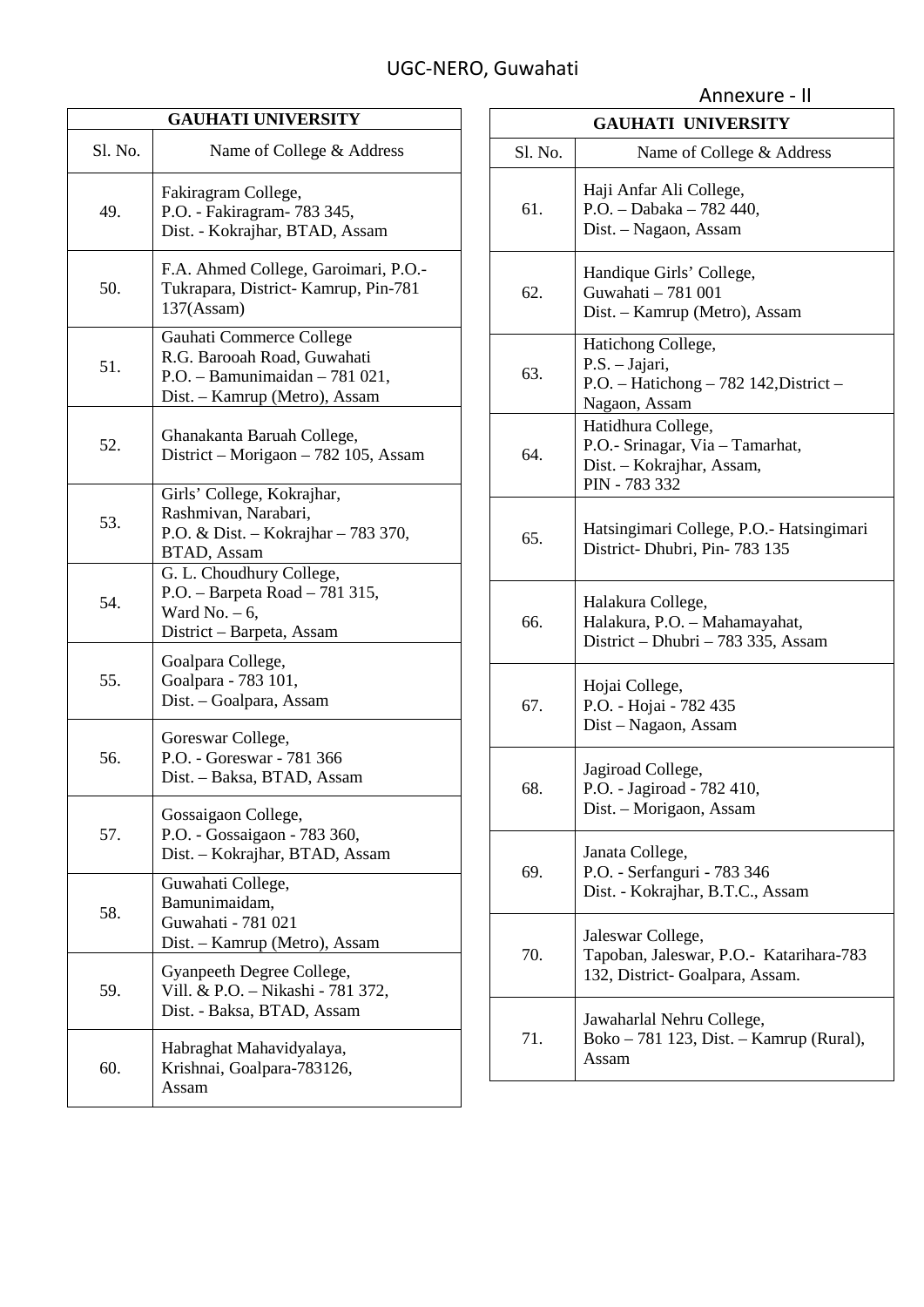UGC-NERO, Guwahati

Annexure - II

| GAUHATI UNIVERSITY | |
|---|---|
| Sl. No. | Name of College & Address |
| 49. | Fakiragram College, P.O. - Fakiragram- 783 345, Dist. - Kokrajhar, BTAD, Assam |
| 50. | F.A. Ahmed College, Garoimari, P.O.- Tukrapara, District- Kamrup, Pin-781 137(Assam) |
| 51. | Gauhati Commerce College R.G. Barooah Road, Guwahati P.O. – Bamunimaidan – 781 021, Dist. – Kamrup (Metro), Assam |
| 52. | Ghanakanta Baruah College, District – Morigaon – 782 105, Assam |
| 53. | Girls' College, Kokrajhar, Rashmivan, Narabari, P.O. & Dist. – Kokrajhar – 783 370, BTAD, Assam |
| 54. | G. L. Choudhury College, P.O. – Barpeta Road – 781 315, Ward No. – 6, District – Barpeta, Assam |
| 55. | Goalpara College, Goalpara - 783 101, Dist. – Goalpara, Assam |
| 56. | Goreswar College, P.O. - Goreswar - 781 366 Dist. – Baksa, BTAD, Assam |
| 57. | Gossaigaon College, P.O. - Gossaigaon - 783 360, Dist. – Kokrajhar, BTAD, Assam |
| 58. | Guwahati College, Bamunimaidam, Guwahati - 781 021 Dist. – Kamrup (Metro), Assam |
| 59. | Gyanpeeth Degree College, Vill. & P.O. – Nikashi - 781 372, Dist. - Baksa, BTAD, Assam |
| 60. | Habraghat Mahavidyalaya, Krishnai, Goalpara-783126, Assam |

| GAUHATI UNIVERSITY | |
|---|---|
| Sl. No. | Name of College & Address |
| 61. | Haji Anfar Ali College, P.O. – Dabaka – 782 440, Dist. – Nagaon, Assam |
| 62. | Handique Girls' College, Guwahati – 781 001 Dist. – Kamrup (Metro), Assam |
| 63. | Hatichong College, P.S. – Jajari, P.O. – Hatichong – 782 142,District – Nagaon, Assam |
| 64. | Hatidhura College, P.O.- Srinagar, Via – Tamarhat, Dist. – Kokrajhar, Assam, PIN - 783 332 |
| 65. | Hatsingimari College, P.O.- Hatsingimari District- Dhubri, Pin- 783 135 |
| 66. | Halakura College, Halakura, P.O. – Mahamayahat, District – Dhubri – 783 335, Assam |
| 67. | Hojai College, P.O. - Hojai - 782 435 Dist – Nagaon, Assam |
| 68. | Jagiroad College, P.O. - Jagiroad - 782 410, Dist. – Morigaon, Assam |
| 69. | Janata College, P.O. - Serfanguri - 783 346 Dist. - Kokrajhar, B.T.C., Assam |
| 70. | Jaleswar College, Tapoban, Jaleswar, P.O.- Katarihara-783 132, District- Goalpara, Assam. |
| 71. | Jawaharlal Nehru College, Boko – 781 123, Dist. – Kamrup (Rural), Assam |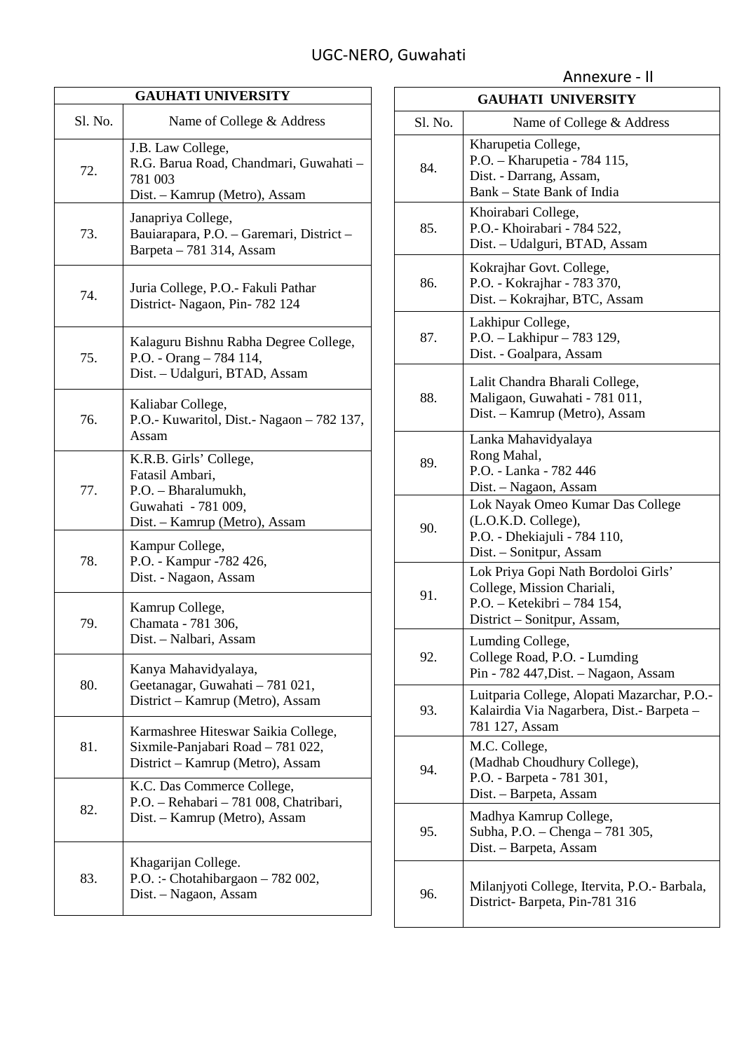UGC-NERO, Guwahati

Annexure - II

| GAUHATI UNIVERSITY | |
|---|---|
| Sl. No. | Name of College & Address |
| 72. | J.B. Law College, R.G. Barua Road, Chandmari, Guwahati – 781 003 Dist. – Kamrup (Metro), Assam |
| 73. | Janapriya College, Bauiarapara, P.O. – Garemari, District – Barpeta – 781 314, Assam |
| 74. | Juria College, P.O.- Fakuli Pathar District- Nagaon, Pin- 782 124 |
| 75. | Kalaguru Bishnu Rabha Degree College, P.O. - Orang – 784 114, Dist. – Udalguri, BTAD, Assam |
| 76. | Kaliabar College, P.O.- Kuwaritol, Dist.- Nagaon – 782 137, Assam |
| 77. | K.R.B. Girls' College, Fatasil Ambari, P.O. – Bharalumukh, Guwahati - 781 009, Dist. – Kamrup (Metro), Assam |
| 78. | Kampur College, P.O. - Kampur -782 426, Dist. - Nagaon, Assam |
| 79. | Kamrup College, Chamata - 781 306, Dist. – Nalbari, Assam |
| 80. | Kanya Mahavidyalaya, Geetanagar, Guwahati – 781 021, District – Kamrup (Metro), Assam |
| 81. | Karmashree Hiteswar Saikia College, Sixmile-Panjabari Road – 781 022, District – Kamrup (Metro), Assam |
| 82. | K.C. Das Commerce College, P.O. – Rehabari – 781 008, Chatribari, Dist. – Kamrup (Metro), Assam |
| 83. | Khagarijan College. P.O. :- Chotahibargaon – 782 002, Dist. – Nagaon, Assam |

| GAUHATI UNIVERSITY | |
|---|---|
| Sl. No. | Name of College & Address |
| 84. | Kharupetia College, P.O. – Kharupetia - 784 115, Dist. - Darrang, Assam, Bank – State Bank of India |
| 85. | Khoirabari College, P.O.- Khoirabari - 784 522, Dist. – Udalguri, BTAD, Assam |
| 86. | Kokrajhar Govt. College, P.O. - Kokrajhar - 783 370, Dist. – Kokrajhar, BTC, Assam |
| 87. | Lakhipur College, P.O. – Lakhipur – 783 129, Dist. - Goalpara, Assam |
| 88. | Lalit Chandra Bharali College, Maligaon, Guwahati - 781 011, Dist. – Kamrup (Metro), Assam |
| 89. | Lanka Mahavidyalaya Rong Mahal, P.O. - Lanka - 782 446 Dist. – Nagaon, Assam |
| 90. | Lok Nayak Omeo Kumar Das College (L.O.K.D. College), P.O. - Dhekiajuli - 784 110, Dist. – Sonitpur, Assam |
| 91. | Lok Priya Gopi Nath Bordoloi Girls' College, Mission Chariali, P.O. – Ketekibri – 784 154, District – Sonitpur, Assam, |
| 92. | Lumding College, College Road, P.O. - Lumding Pin - 782 447,Dist. – Nagaon, Assam |
| 93. | Luitparia College, Alopati Mazarchar, P.O.- Kalairdia Via Nagarbera, Dist.- Barpeta – 781 127, Assam |
| 94. | M.C. College, (Madhab Choudhury College), P.O. - Barpeta - 781 301, Dist. – Barpeta, Assam |
| 95. | Madhya Kamrup College, Subha, P.O. – Chenga – 781 305, Dist. – Barpeta, Assam |
| 96. | Milanjyoti College, Itervita, P.O.- Barbala, District- Barpeta, Pin-781 316 |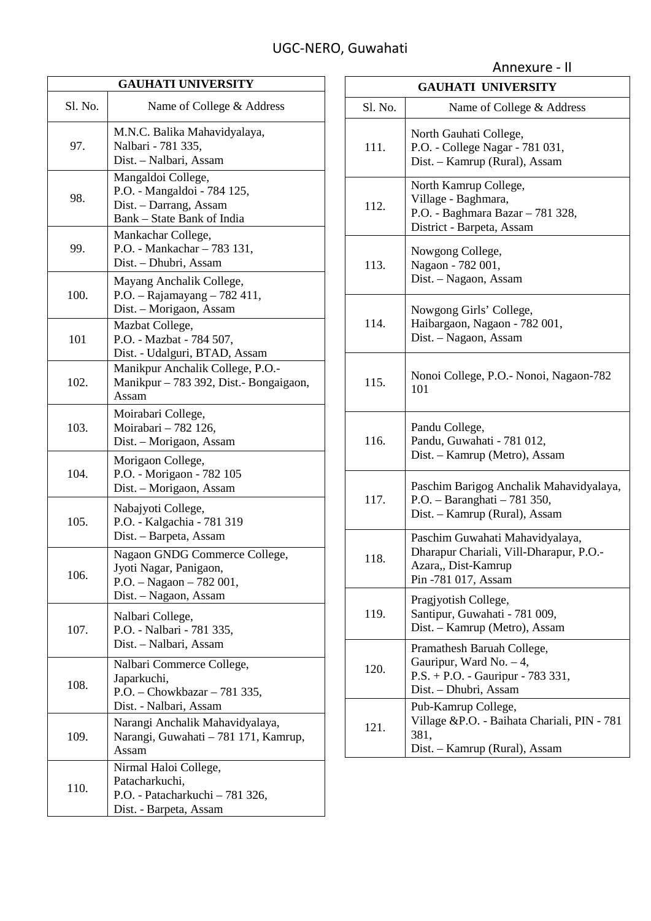UGC-NERO, Guwahati

Annexure - II

| GAUHATI UNIVERSITY | |
|---|---|
| Sl. No. | Name of College & Address |
| 97. | M.N.C. Balika Mahavidyalaya, Nalbari - 781 335, Dist. – Nalbari, Assam |
| 98. | Mangaldoi College, P.O. - Mangaldoi - 784 125, Dist. – Darrang, Assam Bank – State Bank of India |
| 99. | Mankachar College, P.O. - Mankachar – 783 131, Dist. – Dhubri, Assam |
| 100. | Mayang Anchalik College, P.O. – Rajamayang – 782 411, Dist. – Morigaon, Assam |
| 101 | Mazbat College, P.O. - Mazbat - 784 507, Dist. - Udalguri, BTAD, Assam |
| 102. | Manikpur Anchalik College, P.O.- Manikpur – 783 392, Dist.- Bongaigaon, Assam |
| 103. | Moirabari College, Moirabari – 782 126, Dist. – Morigaon, Assam |
| 104. | Morigaon College, P.O. - Morigaon - 782 105 Dist. – Morigaon, Assam |
| 105. | Nabajyoti College, P.O. - Kalgachia - 781 319 Dist. – Barpeta, Assam |
| 106. | Nagaon GNDG Commerce College, Jyoti Nagar, Panigaon, P.O. – Nagaon – 782 001, Dist. – Nagaon, Assam |
| 107. | Nalbari College, P.O. - Nalbari - 781 335, Dist. – Nalbari, Assam |
| 108. | Nalbari Commerce College, Japarkuchi, P.O. – Chowkbazar – 781 335, Dist. - Nalbari, Assam |
| 109. | Narangi Anchalik Mahavidyalaya, Narangi, Guwahati – 781 171, Kamrup, Assam |
| 110. | Nirmal Haloi College, Patacharkuchi, P.O. - Patacharkuchi – 781 326, Dist. - Barpeta, Assam |

| GAUHATI UNIVERSITY | |
|---|---|
| Sl. No. | Name of College & Address |
| 111. | North Gauhati College, P.O. - College Nagar - 781 031, Dist. – Kamrup (Rural), Assam |
| 112. | North Kamrup College, Village - Baghmara, P.O. - Baghmara Bazar – 781 328, District - Barpeta, Assam |
| 113. | Nowgong College, Nagaon - 782 001, Dist. – Nagaon, Assam |
| 114. | Nowgong Girls' College, Haibargaon, Nagaon - 782 001, Dist. – Nagaon, Assam |
| 115. | Nonoi College, P.O.- Nonoi, Nagaon-782 101 |
| 116. | Pandu College, Pandu, Guwahati - 781 012, Dist. – Kamrup (Metro), Assam |
| 117. | Paschim Barigog Anchalik Mahavidyalaya, P.O. – Baranghati – 781 350, Dist. – Kamrup (Rural), Assam |
| 118. | Paschim Guwahati Mahavidyalaya, Dharapur Chariali, Vill-Dharapur, P.O.- Azara,, Dist-Kamrup Pin -781 017, Assam |
| 119. | Pragjyotish College, Santipur, Guwahati - 781 009, Dist. – Kamrup (Metro), Assam |
| 120. | Pramathesh Baruah College, Gauripur, Ward No. – 4, P.S. + P.O. - Gauripur - 783 331, Dist. – Dhubri, Assam |
| 121. | Pub-Kamrup College, Village &P.O. - Baihata Chariali, PIN - 781 381, Dist. – Kamrup (Rural), Assam |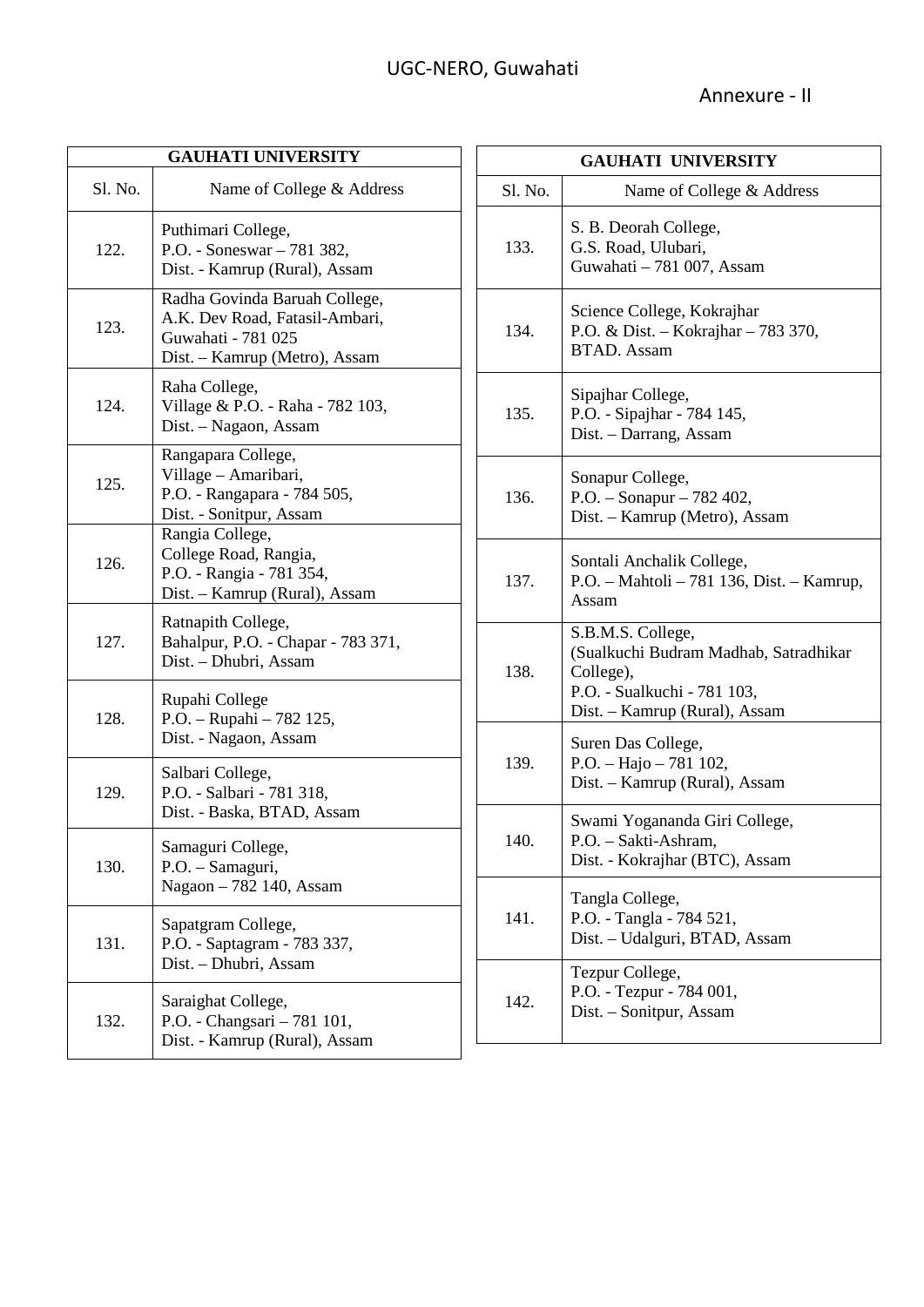UGC-NERO, Guwahati

Annexure - II

| GAUHATI UNIVERSITY | |
|---|---|
| Sl. No. | Name of College & Address |
| 122. | Puthimari College, P.O. - Soneswar – 781 382, Dist. - Kamrup (Rural), Assam |
| 123. | Radha Govinda Baruah College, A.K. Dev Road, Fatasil-Ambari, Guwahati - 781 025 Dist. – Kamrup (Metro), Assam |
| 124. | Raha College, Village & P.O. - Raha - 782 103, Dist. – Nagaon, Assam |
| 125. | Rangapara College, Village – Amaribari, P.O. - Rangapara - 784 505, Dist. - Sonitpur, Assam |
| 126. | Rangia College, College Road, Rangia, P.O. - Rangia - 781 354, Dist. – Kamrup (Rural), Assam |
| 127. | Ratnapith College, Bahalpur, P.O. - Chapar - 783 371, Dist. – Dhubri, Assam |
| 128. | Rupahi College P.O. – Rupahi – 782 125, Dist. - Nagaon, Assam |
| 129. | Salbari College, P.O. - Salbari - 781 318, Dist. - Baska, BTAD, Assam |
| 130. | Samaguri College, P.O. – Samaguri, Nagaon – 782 140, Assam |
| 131. | Sapatgram College, P.O. - Saptagram - 783 337, Dist. – Dhubri, Assam |
| 132. | Saraighat College, P.O. - Changsari – 781 101, Dist. - Kamrup (Rural), Assam |
| 133. | S. B. Deorah College, G.S. Road, Ulubari, Guwahati – 781 007, Assam |
| 134. | Science College, Kokrajhar P.O. & Dist. – Kokrajhar – 783 370, BTAD. Assam |
| 135. | Sipajhar College, P.O. - Sipajhar - 784 145, Dist. – Darrang, Assam |
| 136. | Sonapur College, P.O. – Sonapur – 782 402, Dist. – Kamrup (Metro), Assam |
| 137. | Sontali Anchalik College, P.O. – Mahtoli – 781 136, Dist. – Kamrup, Assam |
| 138. | S.B.M.S. College, (Sualkuchi Budram Madhab, Satradhikar College), P.O. - Sualkuchi - 781 103, Dist. – Kamrup (Rural), Assam |
| 139. | Suren Das College, P.O. – Hajo – 781 102, Dist. – Kamrup (Rural), Assam |
| 140. | Swami Yogananda Giri College, P.O. – Sakti-Ashram, Dist. - Kokrajhar (BTC), Assam |
| 141. | Tangla College, P.O. - Tangla - 784 521, Dist. – Udalguri, BTAD, Assam |
| 142. | Tezpur College, P.O. - Tezpur - 784 001, Dist. – Sonitpur, Assam |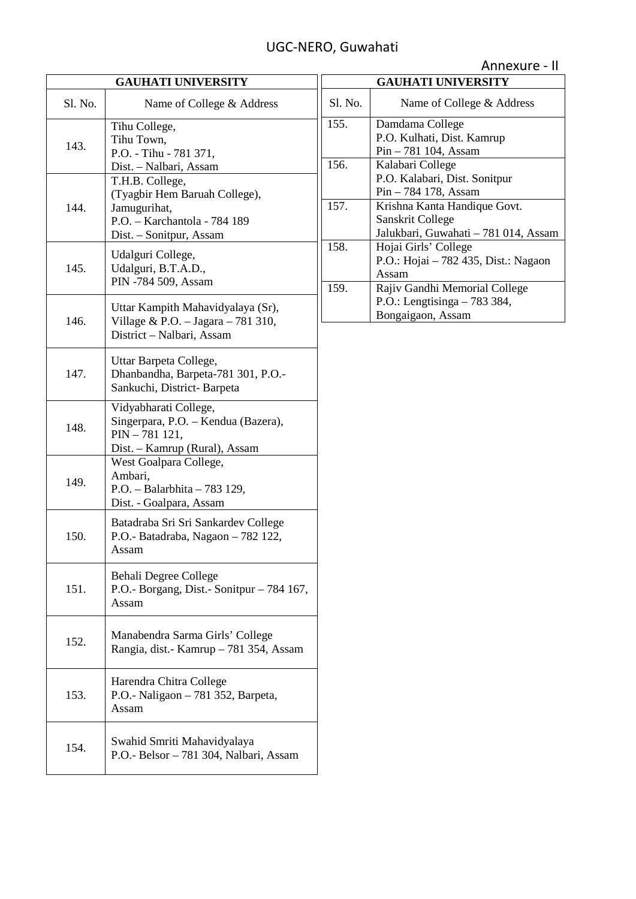UGC-NERO, Guwahati

Annexure - II

| GAUHATI UNIVERSITY | |
|---|---|
| Sl. No. | Name of College & Address |
| 143. | Tihu College, Tihu Town, P.O. - Tihu - 781 371, Dist. – Nalbari, Assam |
| 144. | T.H.B. College, (Tyagbir Hem Baruah College), Jamugurihat, P.O. – Karchantola - 784 189 Dist. – Sonitpur, Assam |
| 145. | Udalguri College, Udalguri, B.T.A.D., PIN -784 509, Assam |
| 146. | Uttar Kampith Mahavidyalaya (Sr), Village & P.O. – Jagara – 781 310, District – Nalbari, Assam |
| 147. | Uttar Barpeta College, Dhanbandha, Barpeta-781 301, P.O.- Sankuchi, District- Barpeta |
| 148. | Vidyabharati College, Singerpara, P.O. – Kendua (Bazera), PIN – 781 121, Dist. – Kamrup (Rural), Assam |
| 149. | West Goalpara College, Ambari, P.O. – Balarbhita – 783 129, Dist. - Goalpara, Assam |
| 150. | Batadraba Sri Sri Sankardev College P.O.- Batadraba, Nagaon – 782 122, Assam |
| 151. | Behali Degree College P.O.- Borgang, Dist.- Sonitpur – 784 167, Assam |
| 152. | Manabendra Sarma Girls' College Rangia, dist.- Kamrup – 781 354, Assam |
| 153. | Harendra Chitra College P.O.- Naligaon – 781 352, Barpeta, Assam |
| 154. | Swahid Smriti Mahavidyalaya P.O.- Belsor – 781 304, Nalbari, Assam |
| 155. | Damdama College P.O. Kulhati, Dist. Kamrup Pin – 781 104, Assam |
| 156. | Kalabari College P.O. Kalabari, Dist. Sonitpur Pin – 784 178, Assam |
| 157. | Krishna Kanta Handique Govt. Sanskrit College Jalukbari, Guwahati – 781 014, Assam |
| 158. | Hojai Girls' College P.O.: Hojai – 782 435, Dist.: Nagaon Assam |
| 159. | Rajiv Gandhi Memorial College P.O.: Lengtisinga – 783 384, Bongaigaon, Assam |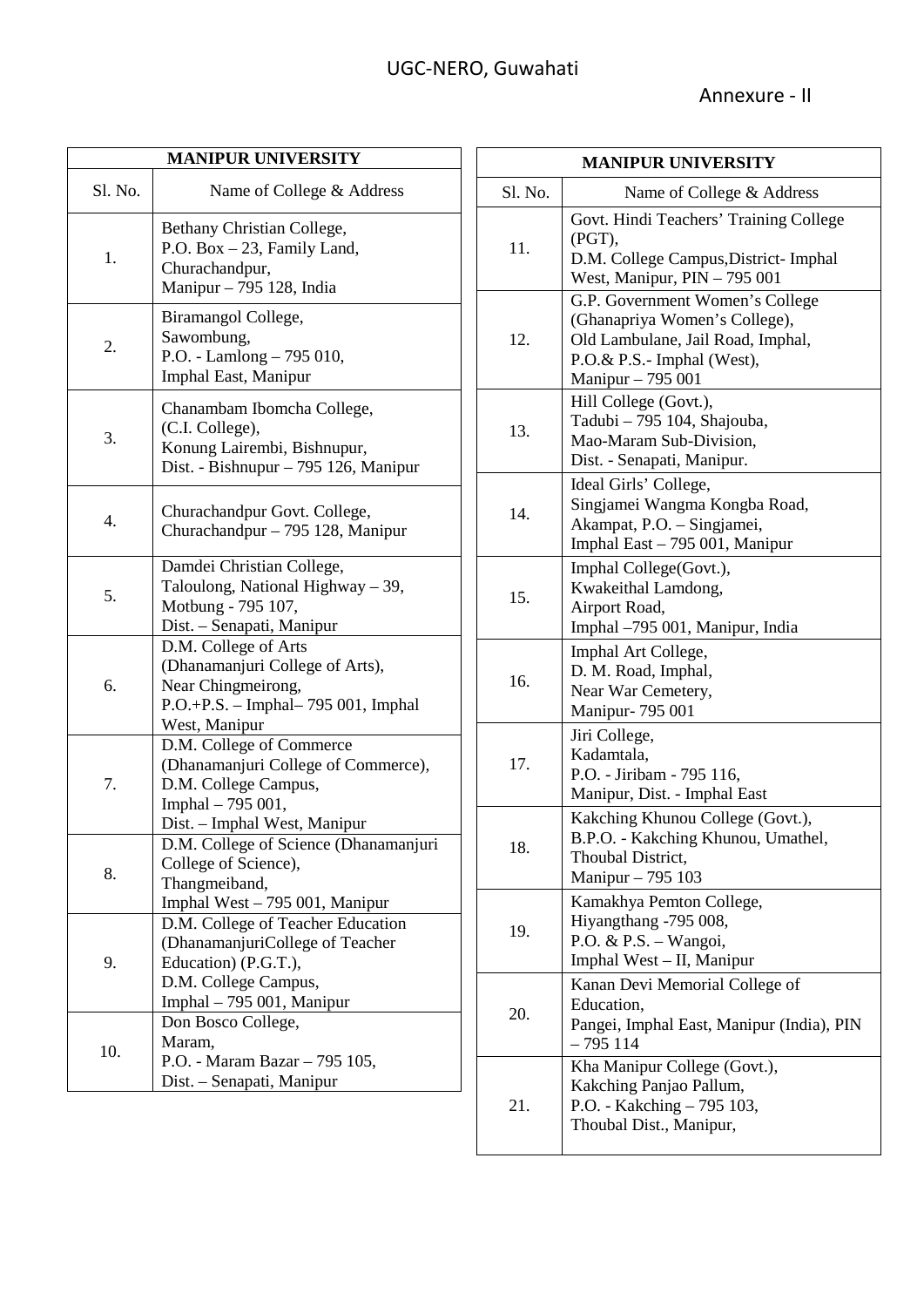UGC-NERO, Guwahati

Annexure - II

| MANIPUR UNIVERSITY | |
|---|---|
| Sl. No. | Name of College & Address |
| 1. | Bethany Christian College, P.O. Box – 23, Family Land, Churachandpur, Manipur – 795 128, India |
| 2. | Biramangol College, Sawombung, P.O. - Lamlong – 795 010, Imphal East, Manipur |
| 3. | Chanambam Ibomcha College, (C.I. College), Konung Lairembi, Bishnupur, Dist. - Bishnupur – 795 126, Manipur |
| 4. | Churachandpur Govt. College, Churachandpur – 795 128, Manipur |
| 5. | Damdei Christian College, Taloulong, National Highway – 39, Motbung - 795 107, Dist. – Senapati, Manipur |
| 6. | D.M. College of Arts (Dhanamanjuri College of Arts), Near Chingmeirong, P.O.+P.S. – Imphal– 795 001, Imphal West, Manipur |
| 7. | D.M. College of Commerce (Dhanamanjuri College of Commerce), D.M. College Campus, Imphal – 795 001, Dist. – Imphal West, Manipur |
| 8. | D.M. College of Science (Dhanamanjuri College of Science), Thangmeiband, Imphal West – 795 001, Manipur |
| 9. | D.M. College of Teacher Education (DhanamanjuriCollege of Teacher Education) (P.G.T.), D.M. College Campus, Imphal – 795 001, Manipur |
| 10. | Don Bosco College, Maram, P.O. - Maram Bazar – 795 105, Dist. – Senapati, Manipur |
| 11. | Govt. Hindi Teachers' Training College (PGT), D.M. College Campus,District- Imphal West, Manipur, PIN – 795 001 |
| 12. | G.P. Government Women's College (Ghanapriya Women's College), Old Lambulane, Jail Road, Imphal, P.O.& P.S.- Imphal (West), Manipur – 795 001 |
| 13. | Hill College (Govt.), Tadubi – 795 104, Shajouba, Mao-Maram Sub-Division, Dist. - Senapati, Manipur. |
| 14. | Ideal Girls' College, Singjamei Wangma Kongba Road, Akampat, P.O. – Singjamei, Imphal East – 795 001, Manipur |
| 15. | Imphal College(Govt.), Kwakeithal Lamdong, Airport Road, Imphal –795 001, Manipur, India |
| 16. | Imphal Art College, D. M. Road, Imphal, Near War Cemetery, Manipur- 795 001 |
| 17. | Jiri College, Kadamtala, P.O. - Jiribam - 795 116, Manipur, Dist. - Imphal East |
| 18. | Kakching Khunou College (Govt.), B.P.O. - Kakching Khunou, Umathel, Thoubal District, Manipur – 795 103 |
| 19. | Kamakhya Pemton College, Hiyangthang -795 008, P.O. & P.S. – Wangoi, Imphal West – II, Manipur |
| 20. | Kanan Devi Memorial College of Education, Pangei, Imphal East, Manipur (India), PIN – 795 114 |
| 21. | Kha Manipur College (Govt.), Kakching Panjao Pallum, P.O. - Kakching – 795 103, Thoubal Dist., Manipur, |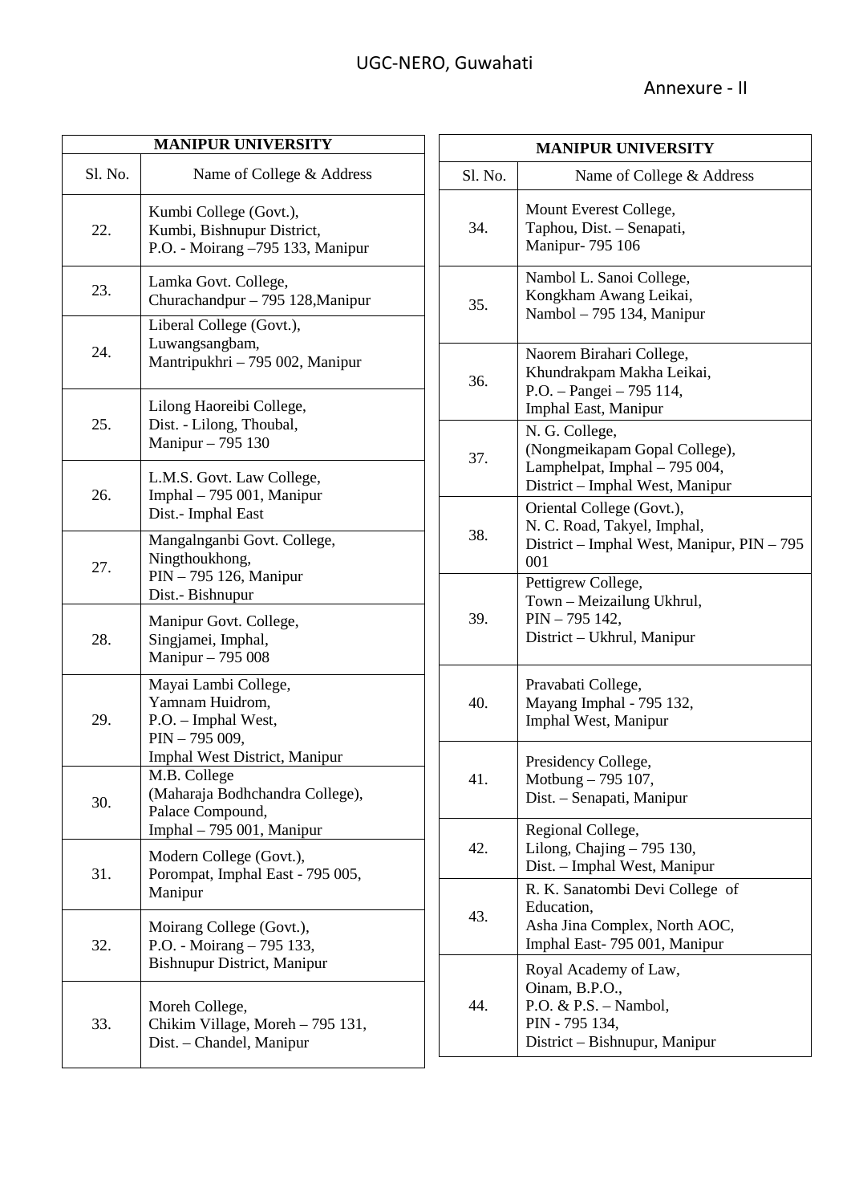UGC-NERO, Guwahati

Annexure - II

| MANIPUR UNIVERSITY | |
|---|---|
| Sl. No. | Name of College & Address |
| 22. | Kumbi College (Govt.), Kumbi, Bishnupur District, P.O. - Moirang –795 133, Manipur |
| 23. | Lamka Govt. College, Churachandpur – 795 128,Manipur |
| 24. | Liberal College (Govt.), Luwangsangbam, Mantripukhri – 795 002, Manipur |
| 25. | Lilong Haoreibi College, Dist. - Lilong, Thoubal, Manipur – 795 130 |
| 26. | L.M.S. Govt. Law College, Imphal – 795 001, Manipur Dist.- Imphal East |
| 27. | Mangalnganbi Govt. College, Ningthoukhong, PIN – 795 126, Manipur Dist.- Bishnupur |
| 28. | Manipur Govt. College, Singjamei, Imphal, Manipur – 795 008 |
| 29. | Mayai Lambi College, Yamnam Huidrom, P.O. – Imphal West, PIN – 795 009, Imphal West District, Manipur |
| 30. | M.B. College (Maharaja Bodhchandra College), Palace Compound, Imphal – 795 001, Manipur |
| 31. | Modern College (Govt.), Porompat, Imphal East - 795 005, Manipur |
| 32. | Moirang College (Govt.), P.O. - Moirang – 795 133, Bishnupur District, Manipur |
| 33. | Moreh College, Chikim Village, Moreh – 795 131, Dist. – Chandel, Manipur |
| 34. | Mount Everest College, Taphou, Dist. – Senapati, Manipur- 795 106 |
| 35. | Nambol L. Sanoi College, Kongkham Awang Leikai, Nambol – 795 134, Manipur |
| 36. | Naorem Birahari College, Khundrakpam Makha Leikai, P.O. – Pangei – 795 114, Imphal East, Manipur |
| 37. | N. G. College, (Nongmeikapam Gopal College), Lamphelpat, Imphal – 795 004, District – Imphal West, Manipur |
| 38. | Oriental College (Govt.), N. C. Road, Takyel, Imphal, District – Imphal West, Manipur, PIN – 795 001 |
| 39. | Pettigrew College, Town – Meizailung Ukhrul, PIN – 795 142, District – Ukhrul, Manipur |
| 40. | Pravabati College, Mayang Imphal - 795 132, Imphal West, Manipur |
| 41. | Presidency College, Motbung – 795 107, Dist. – Senapati, Manipur |
| 42. | Regional College, Lilong, Chajing – 795 130, Dist. – Imphal West, Manipur |
| 43. | R. K. Sanatombi Devi College of Education, Asha Jina Complex, North AOC, Imphal East- 795 001, Manipur |
| 44. | Royal Academy of Law, Oinam, B.P.O., P.O. & P.S. – Nambol, PIN - 795 134, District – Bishnupur, Manipur |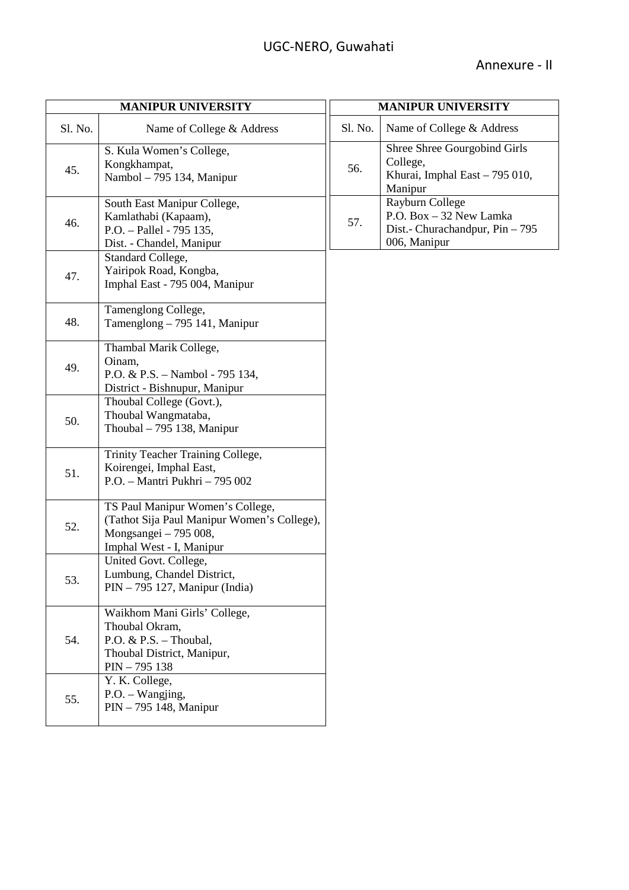Annexure - II

| MANIPUR UNIVERSITY | |
|---|---|
| Sl. No. | Name of College & Address |
| 45. | S. Kula Women's College, Kongkhampat, Nambol – 795 134, Manipur |
| 46. | South East Manipur College, Kamlathabi (Kapaam), P.O. – Pallel - 795 135, Dist. - Chandel, Manipur |
| 47. | Standard College, Yairipok Road, Kongba, Imphal East - 795 004, Manipur |
| 48. | Tamenglong College, Tamenglong – 795 141, Manipur |
| 49. | Thambal Marik College, Oinam, P.O. & P.S. – Nambol - 795 134, District - Bishnupur, Manipur |
| 50. | Thoubal College (Govt.), Thoubal Wangmataba, Thoubal – 795 138, Manipur |
| 51. | Trinity Teacher Training College, Koirengei, Imphal East, P.O. – Mantri Pukhri – 795 002 |
| 52. | TS Paul Manipur Women's College, (Tathot Sija Paul Manipur Women's College), Mongsangei – 795 008, Imphal West - I, Manipur |
| 53. | United Govt. College, Lumbung, Chandel District, PIN – 795 127, Manipur (India) |
| 54. | Waikhom Mani Girls' College, Thoubal Okram, P.O. & P.S. – Thoubal, Thoubal District, Manipur, PIN – 795 138 |
| 55. | Y. K. College, P.O. – Wangjing, PIN – 795 148, Manipur |
| 56. | Shree Shree Gourgobind Girls College, Khurai, Imphal East – 795 010, Manipur |
| 57. | Rayburn College P.O. Box – 32 New Lamka Dist.- Churachandpur, Pin – 795 006, Manipur |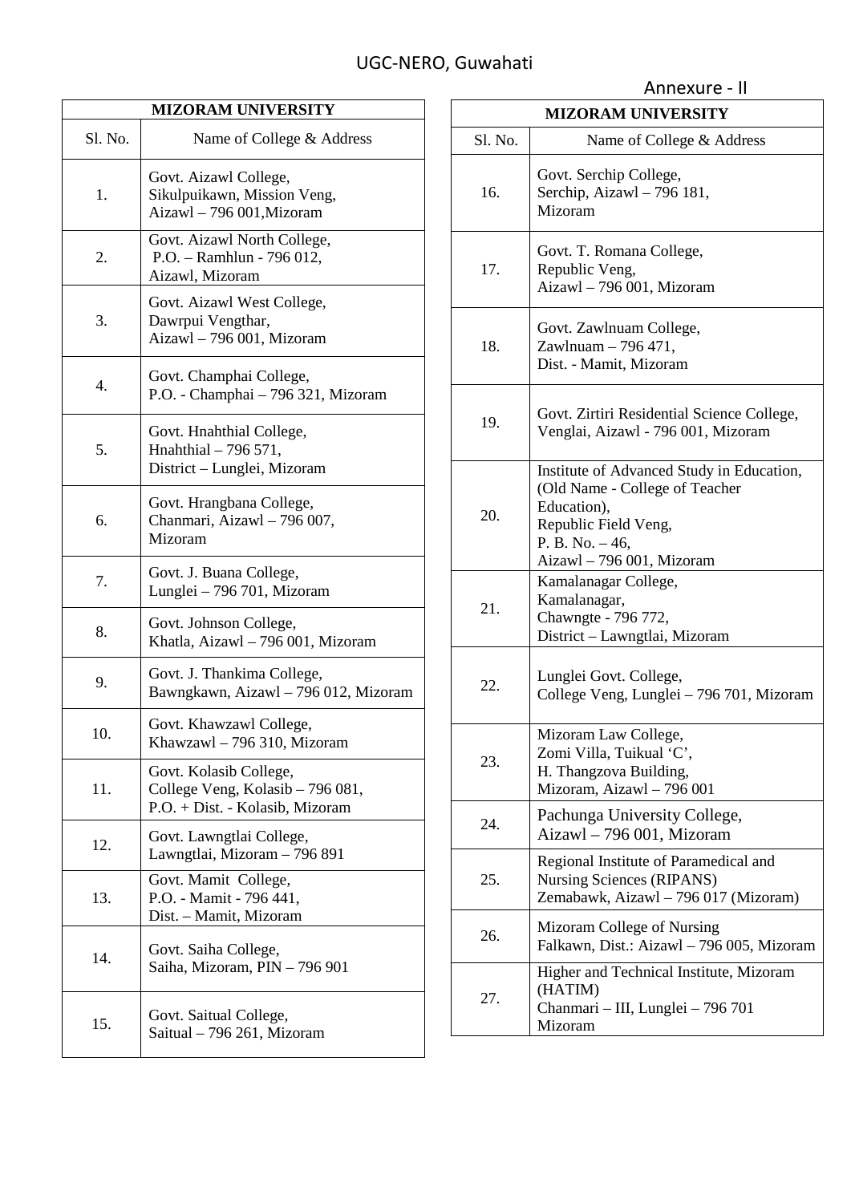UGC-NERO, Guwahati

Annexure - II

| MIZORAM UNIVERSITY | |
|---|---|
| Sl. No. | Name of College & Address |
| 1. | Govt. Aizawl College, Sikulpuikawn, Mission Veng, Aizawl – 796 001,Mizoram |
| 2. | Govt. Aizawl North College, P.O. – Ramhlun - 796 012, Aizawl, Mizoram |
| 3. | Govt. Aizawl West College, Dawrpui Vengthar, Aizawl – 796 001, Mizoram |
| 4. | Govt. Champhai College, P.O. - Champhai – 796 321, Mizoram |
| 5. | Govt. Hnahthial College, Hnahthial – 796 571, District – Lunglei, Mizoram |
| 6. | Govt. Hrangbana College, Chanmari, Aizawl – 796 007, Mizoram |
| 7. | Govt. J. Buana College, Lunglei – 796 701, Mizoram |
| 8. | Govt. Johnson College, Khatla, Aizawl – 796 001, Mizoram |
| 9. | Govt. J. Thankima College, Bawngkawn, Aizawl – 796 012, Mizoram |
| 10. | Govt. Khawzawl College, Khawzawl – 796 310, Mizoram |
| 11. | Govt. Kolasib College, College Veng, Kolasib – 796 081, P.O. + Dist. - Kolasib, Mizoram |
| 12. | Govt. Lawngtlai College, Lawngtlai, Mizoram – 796 891 |
| 13. | Govt. Mamit College, P.O. - Mamit - 796 441, Dist. – Mamit, Mizoram |
| 14. | Govt. Saiha College, Saiha, Mizoram, PIN – 796 901 |
| 15. | Govt. Saitual College, Saitual – 796 261, Mizoram |
| 16. | Govt. Serchip College, Serchip, Aizawl – 796 181, Mizoram |
| 17. | Govt. T. Romana College, Republic Veng, Aizawl – 796 001, Mizoram |
| 18. | Govt. Zawlnuam College, Zawlnuam – 796 471, Dist. - Mamit, Mizoram |
| 19. | Govt. Zirtiri Residential Science College, Venglai, Aizawl - 796 001, Mizoram |
| 20. | Institute of Advanced Study in Education, (Old Name - College of Teacher Education), Republic Field Veng, P. B. No. – 46, Aizawl – 796 001, Mizoram |
| 21. | Kamalanagar College, Kamalanagar, Chawngte - 796 772, District – Lawngtlai, Mizoram |
| 22. | Lunglei Govt. College, College Veng, Lunglei – 796 701, Mizoram |
| 23. | Mizoram Law College, Zomi Villa, Tuikual 'C', H. Thangzova Building, Mizoram, Aizawl – 796 001 |
| 24. | Pachunga University College, Aizawl – 796 001, Mizoram |
| 25. | Regional Institute of Paramedical and Nursing Sciences (RIPANS) Zemabawk, Aizawl – 796 017 (Mizoram) |
| 26. | Mizoram College of Nursing Falkawn, Dist.: Aizawl – 796 005, Mizoram |
| 27. | Higher and Technical Institute, Mizoram (HATIM) Chanmari – III, Lunglei – 796 701 Mizoram |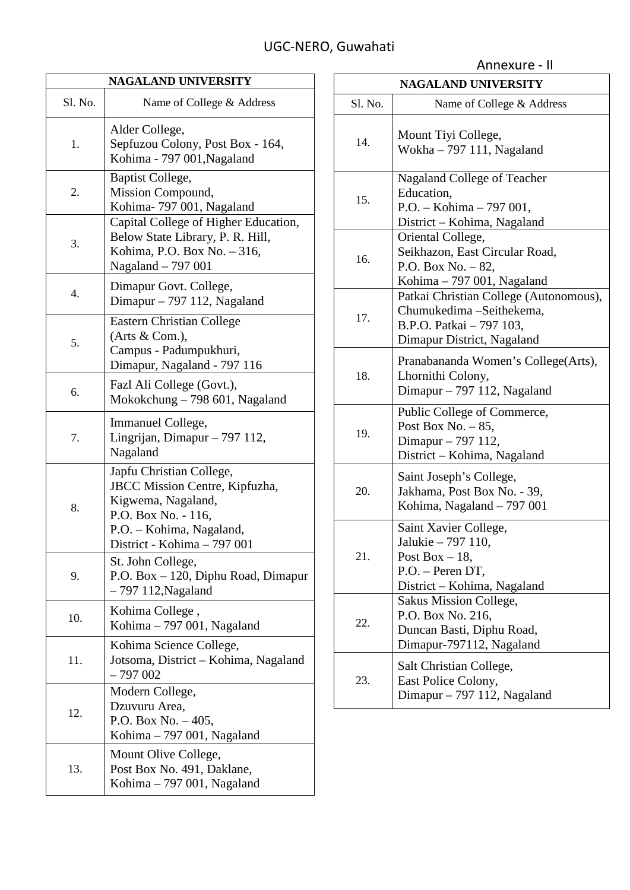UGC-NERO, Guwahati

Annexure - II

| NAGALAND UNIVERSITY | |
|---|---|
| Sl. No. | Name of College & Address |
| 1. | Alder College, Sepfuzou Colony, Post Box - 164, Kohima - 797 001,Nagaland |
| 2. | Baptist College, Mission Compound, Kohima- 797 001, Nagaland |
| 3. | Capital College of Higher Education, Below State Library, P. R. Hill, Kohima, P.O. Box No. – 316, Nagaland – 797 001 |
| 4. | Dimapur Govt. College, Dimapur – 797 112, Nagaland |
| 5. | Eastern Christian College (Arts & Com.), Campus - Padumpukhuri, Dimapur, Nagaland - 797 116 |
| 6. | Fazl Ali College (Govt.), Mokokchung – 798 601, Nagaland |
| 7. | Immanuel College, Lingrijan, Dimapur – 797 112, Nagaland |
| 8. | Japfu Christian College, JBCC Mission Centre, Kipfuzha, Kigwema, Nagaland, P.O. Box No. - 116, P.O. – Kohima, Nagaland, District - Kohima – 797 001 |
| 9. | St. John College, P.O. Box – 120, Diphu Road, Dimapur – 797 112,Nagaland |
| 10. | Kohima College , Kohima – 797 001, Nagaland |
| 11. | Kohima Science College, Jotsoma, District – Kohima, Nagaland – 797 002 |
| 12. | Modern College, Dzuvuru Area, P.O. Box No. – 405, Kohima – 797 001, Nagaland |
| 13. | Mount Olive College, Post Box No. 491, Daklane, Kohima – 797 001, Nagaland |
| 14. | Mount Tiyi College, Wokha – 797 111, Nagaland |
| 15. | Nagaland College of Teacher Education, P.O. – Kohima – 797 001, District – Kohima, Nagaland |
| 16. | Oriental College, Seikhazon, East Circular Road, P.O. Box No. – 82, Kohima – 797 001, Nagaland |
| 17. | Patkai Christian College (Autonomous), Chumukedima –Seithekema, B.P.O. Patkai – 797 103, Dimapur District, Nagaland |
| 18. | Pranabananda Women's College(Arts), Lhornithi Colony, Dimapur – 797 112, Nagaland |
| 19. | Public College of Commerce, Post Box No. – 85, Dimapur – 797 112, District – Kohima, Nagaland |
| 20. | Saint Joseph's College, Jakhama, Post Box No. - 39, Kohima, Nagaland – 797 001 |
| 21. | Saint Xavier College, Jalukie – 797 110, Post Box – 18, P.O. – Peren DT, District – Kohima, Nagaland |
| 22. | Sakus Mission College, P.O. Box No. 216, Duncan Basti, Diphu Road, Dimapur-797112, Nagaland |
| 23. | Salt Christian College, East Police Colony, Dimapur – 797 112, Nagaland |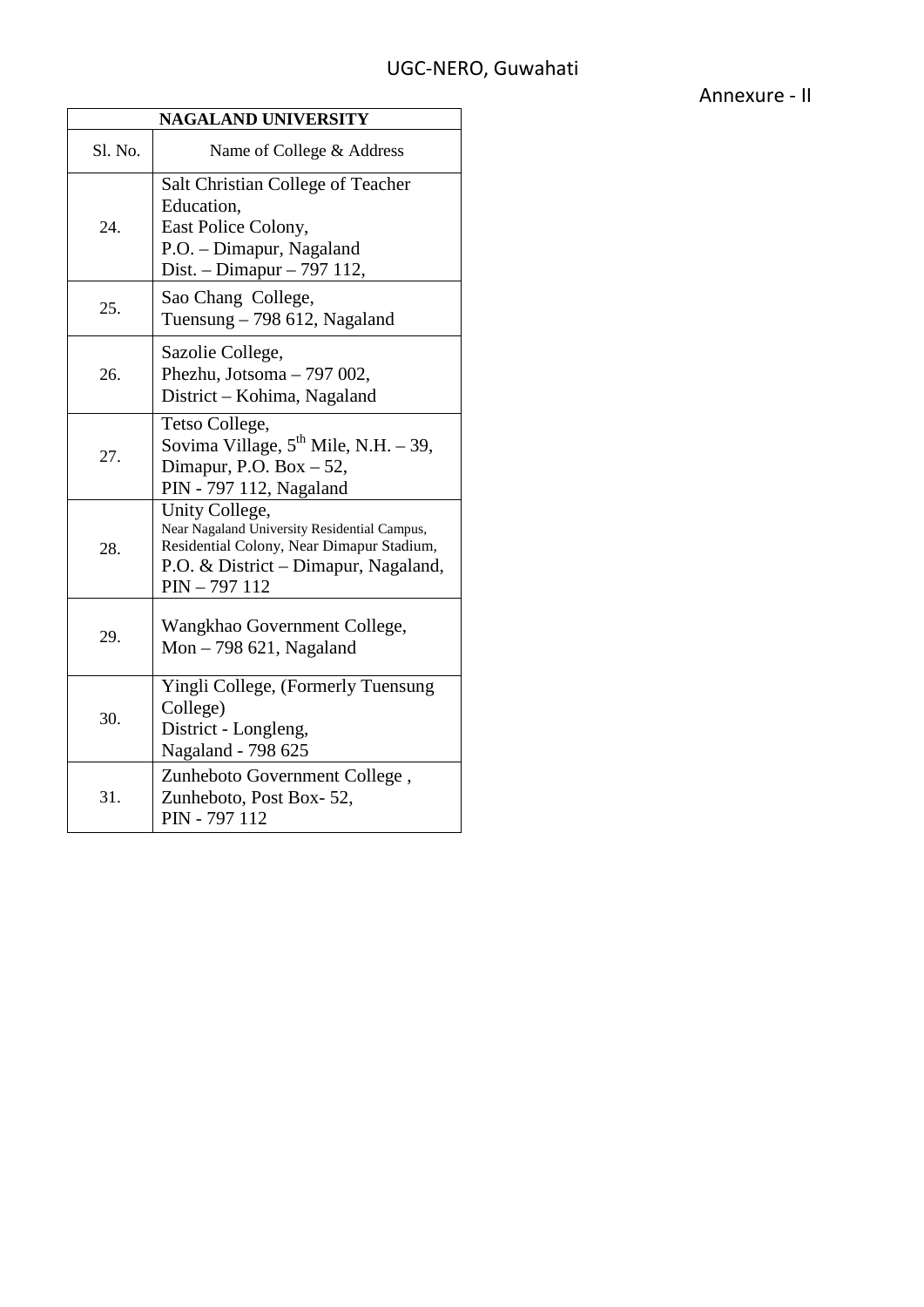Annexure - II

| NAGALAND UNIVERSITY | |
|---|---|
| Sl. No. | Name of College & Address |
| 24. | Salt Christian College of Teacher Education, East Police Colony, P.O. – Dimapur, Nagaland Dist. – Dimapur – 797 112, |
| 25. | Sao Chang College, Tuensung – 798 612, Nagaland |
| 26. | Sazolie College, Phezhu, Jotsoma – 797 002, District – Kohima, Nagaland |
| 27. | Tetso College, Sovima Village, 5th Mile, N.H. – 39, Dimapur, P.O. Box – 52, PIN - 797 112, Nagaland |
| 28. | Unity College, Near Nagaland University Residential Campus, Residential Colony, Near Dimapur Stadium, P.O. & District – Dimapur, Nagaland, PIN – 797 112 |
| 29. | Wangkhao Government College, Mon – 798 621, Nagaland |
| 30. | Yingli College, (Formerly Tuensung College) District - Longleng, Nagaland - 798 625 |
| 31. | Zunheboto Government College , Zunheboto, Post Box- 52, PIN - 797 112 |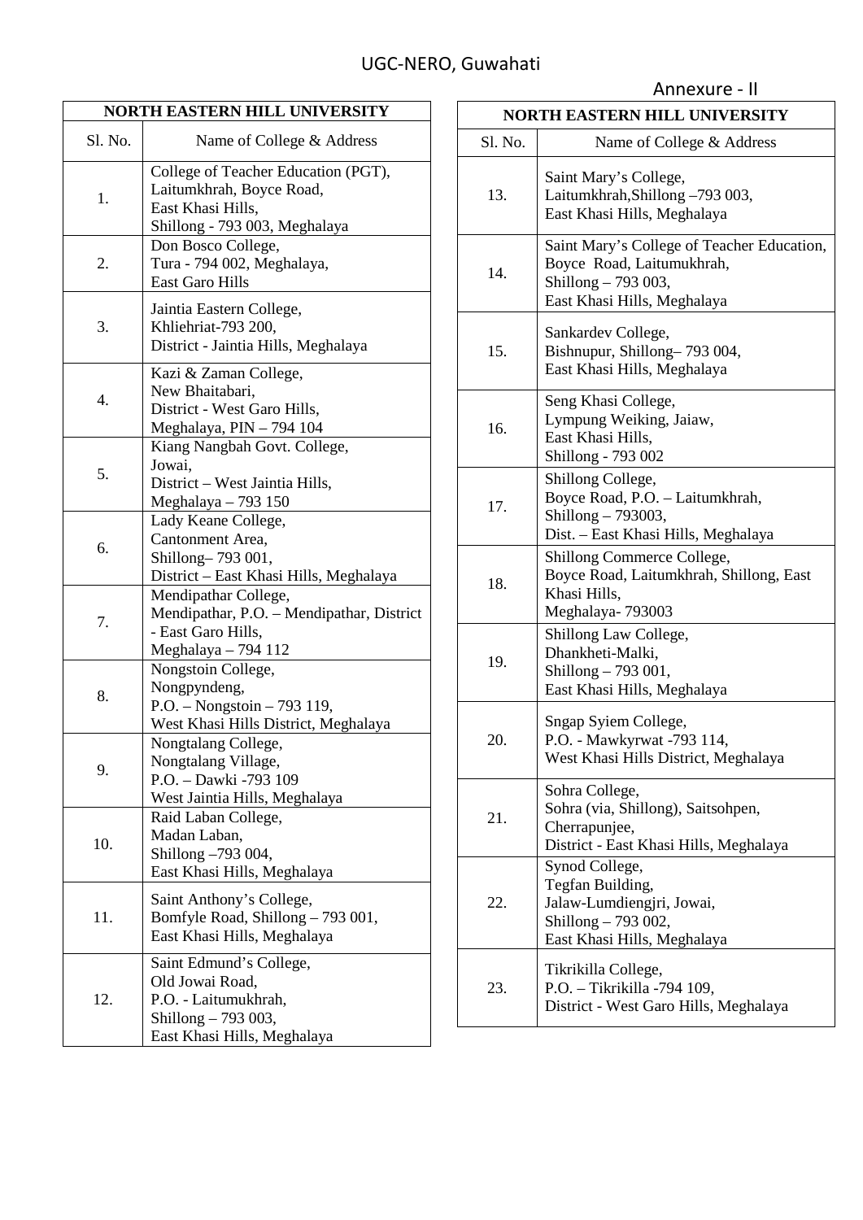UGC-NERO, Guwahati

Annexure - II

| NORTH EASTERN HILL UNIVERSITY | |
|---|---|
| Sl. No. | Name of College & Address |
| 1. | College of Teacher Education (PGT), Laitumkhrah, Boyce Road, East Khasi Hills, Shillong - 793 003, Meghalaya |
| 2. | Don Bosco College, Tura - 794 002, Meghalaya, East Garo Hills |
| 3. | Jaintia Eastern College, Khliehriat-793 200, District - Jaintia Hills, Meghalaya |
| 4. | Kazi & Zaman College, New Bhaitabari, District - West Garo Hills, Meghalaya, PIN – 794 104 |
| 5. | Kiang Nangbah Govt. College, Jowai, District – West Jaintia Hills, Meghalaya – 793 150 |
| 6. | Lady Keane College, Cantonment Area, Shillong– 793 001, District – East Khasi Hills, Meghalaya |
| 7. | Mendipathar College, Mendipathar, P.O. – Mendipathar, District - East Garo Hills, Meghalaya – 794 112 |
| 8. | Nongstoin College, Nongpyndeng, P.O. – Nongstoin – 793 119, West Khasi Hills District, Meghalaya |
| 9. | Nongtalang College, Nongtalang Village, P.O. – Dawki -793 109 West Jaintia Hills, Meghalaya |
| 10. | Raid Laban College, Madan Laban, Shillong –793 004, East Khasi Hills, Meghalaya |
| 11. | Saint Anthony's College, Bomfyle Road, Shillong – 793 001, East Khasi Hills, Meghalaya |
| 12. | Saint Edmund's College, Old Jowai Road, P.O. - Laitumukhrah, Shillong – 793 003, East Khasi Hills, Meghalaya |
| 13. | Saint Mary's College, Laitumkhrah,Shillong –793 003, East Khasi Hills, Meghalaya |
| 14. | Saint Mary's College of Teacher Education, Boyce Road, Laitumukhrah, Shillong – 793 003, East Khasi Hills, Meghalaya |
| 15. | Sankardev College, Bishnupur, Shillong– 793 004, East Khasi Hills, Meghalaya |
| 16. | Seng Khasi College, Lympung Weiking, Jaiaw, East Khasi Hills, Shillong - 793 002 |
| 17. | Shillong College, Boyce Road, P.O. – Laitumkhrah, Shillong – 793003, Dist. – East Khasi Hills, Meghalaya |
| 18. | Shillong Commerce College, Boyce Road, Laitumkhrah, Shillong, East Khasi Hills, Meghalaya- 793003 |
| 19. | Shillong Law College, Dhankheti-Malki, Shillong – 793 001, East Khasi Hills, Meghalaya |
| 20. | Sngap Syiem College, P.O. - Mawkyrwat -793 114, West Khasi Hills District, Meghalaya |
| 21. | Sohra College, Sohra (via, Shillong), Saitsohpen, Cherrapunjee, District - East Khasi Hills, Meghalaya |
| 22. | Synod College, Tegfan Building, Jalaw-Lumdiengjri, Jowai, Shillong – 793 002, East Khasi Hills, Meghalaya |
| 23. | Tikrikilla College, P.O. – Tikrikilla -794 109, District - West Garo Hills, Meghalaya |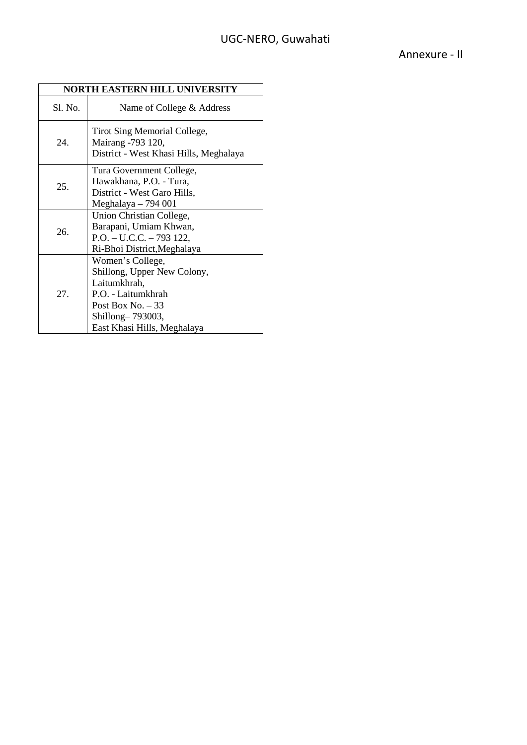UGC-NERO, Guwahati

Annexure - II

| NORTH EASTERN HILL UNIVERSITY | |
|---|---|
| Sl. No. | Name of College & Address |
| 24. | Tirot Sing Memorial College,<br>Mairang -793 120,<br>District - West Khasi Hills, Meghalaya |
| 25. | Tura Government College,<br>Hawakhana, P.O. - Tura,<br>District - West Garo Hills,<br>Meghalaya – 794 001 |
| 26. | Union Christian College,<br>Barapani, Umiam Khwan,<br>P.O. – U.C.C. – 793 122,<br>Ri-Bhoi District,Meghalaya |
| 27. | Women's College,<br>Shillong, Upper New Colony,<br>Laitumkhrah,<br>P.O. - Laitumkhrah<br>Post Box No. – 33<br>Shillong– 793003,<br>East Khasi Hills, Meghalaya |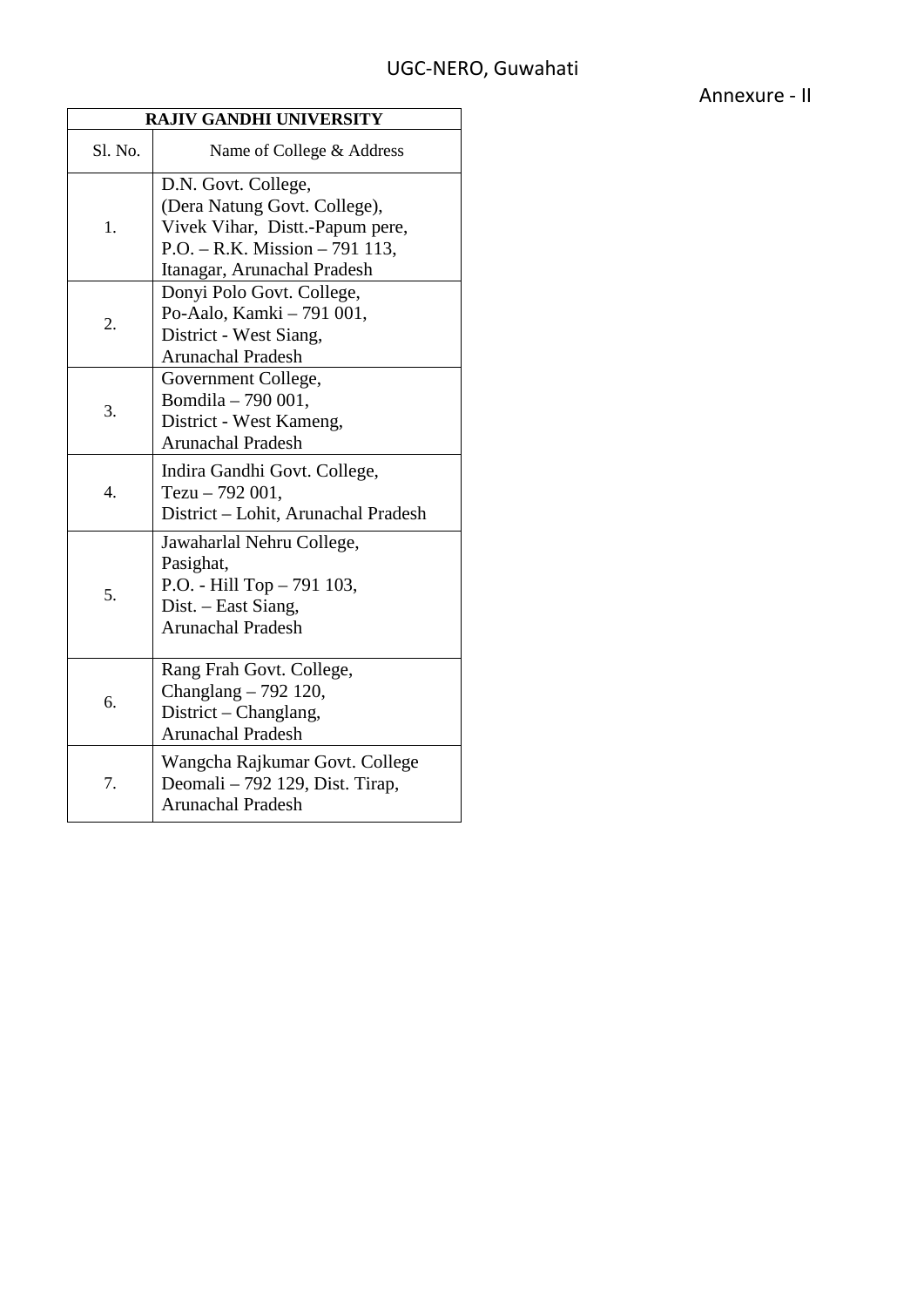UGC-NERO, Guwahati

Annexure - II

| RAJIV GANDHI UNIVERSITY | |
|---|---|
| Sl. No. | Name of College & Address |
| 1. | D.N. Govt. College, (Dera Natung Govt. College), Vivek Vihar, Distt.-Papum pere, P.O. – R.K. Mission – 791 113, Itanagar, Arunachal Pradesh |
| 2. | Donyi Polo Govt. College, Po-Aalo, Kamki – 791 001, District - West Siang, Arunachal Pradesh |
| 3. | Government College, Bomdila – 790 001, District - West Kameng, Arunachal Pradesh |
| 4. | Indira Gandhi Govt. College, Tezu – 792 001, District – Lohit, Arunachal Pradesh |
| 5. | Jawaharlal Nehru College, Pasighat, P.O. - Hill Top – 791 103, Dist. – East Siang, Arunachal Pradesh |
| 6. | Rang Frah Govt. College, Changlang – 792 120, District – Changlang, Arunachal Pradesh |
| 7. | Wangcha Rajkumar Govt. College Deomali – 792 129, Dist. Tirap, Arunachal Pradesh |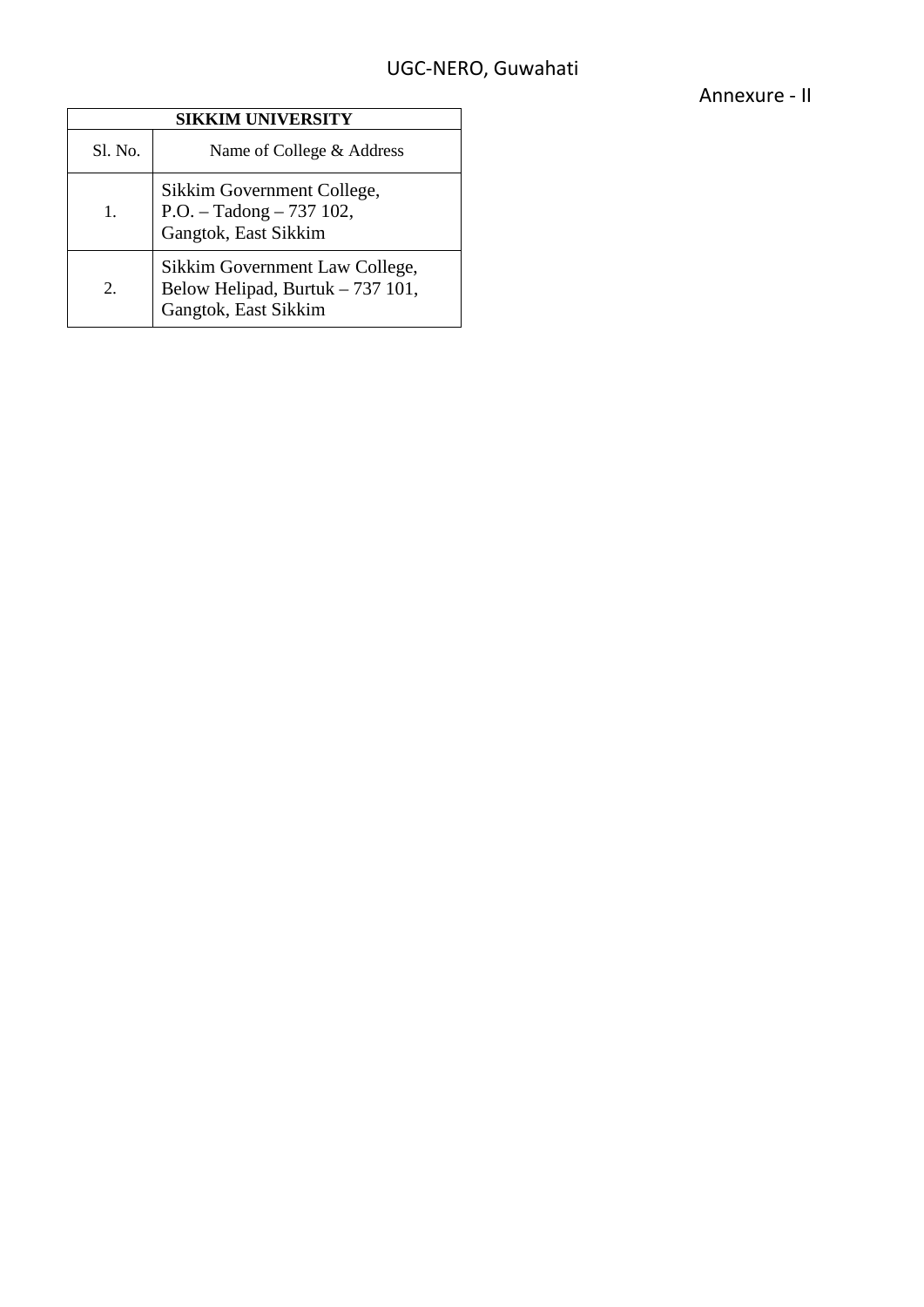UGC-NERO, Guwahati

Annexure - II

| SIKKIM UNIVERSITY | |
|---|---|
| Sl. No. | Name of College & Address |
| 1. | Sikkim Government College, P.O. – Tadong – 737 102, Gangtok, East Sikkim |
| 2. | Sikkim Government Law College, Below Helipad, Burtuk – 737 101, Gangtok, East Sikkim |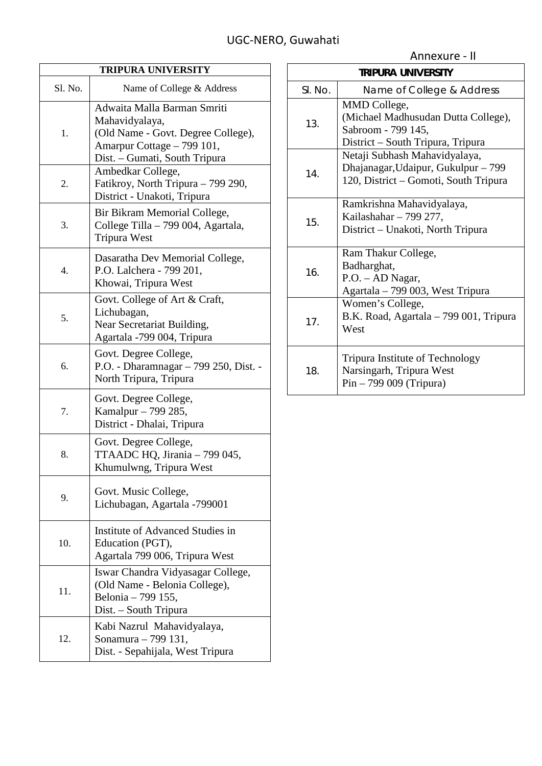UGC-NERO, Guwahati

Annexure - II

| TRIPURA UNIVERSITY | |
|---|---|
| Sl. No. | Name of College & Address |
| 1. | Adwaita Malla Barman Smriti Mahavidyalaya, (Old Name - Govt. Degree College), Amarpur Cottage – 799 101, Dist. – Gumati, South Tripura |
| 2. | Ambedkar College, Fatikroy, North Tripura – 799 290, District - Unakoti, Tripura |
| 3. | Bir Bikram Memorial College, College Tilla – 799 004, Agartala, Tripura West |
| 4. | Dasaratha Dev Memorial College, P.O. Lalchera - 799 201, Khowai, Tripura West |
| 5. | Govt. College of Art & Craft, Lichubagan, Near Secretariat Building, Agartala -799 004, Tripura |
| 6. | Govt. Degree College, P.O. - Dharamnagar – 799 250, Dist. - North Tripura, Tripura |
| 7. | Govt. Degree College, Kamalpur – 799 285, District - Dhalai, Tripura |
| 8. | Govt. Degree College, TTAADC HQ, Jirania – 799 045, Khumulwng, Tripura West |
| 9. | Govt. Music College, Lichubagan, Agartala -799001 |
| 10. | Institute of Advanced Studies in Education (PGT), Agartala 799 006, Tripura West |
| 11. | Iswar Chandra Vidyasagar College, (Old Name - Belonia College), Belonia – 799 155, Dist. – South Tripura |
| 12. | Kabi Nazrul Mahavidyalaya, Sonamura – 799 131, Dist. - Sepahijala, West Tripura |
| 13. | MMD College, (Michael Madhusudan Dutta College), Sabroom - 799 145, District – South Tripura, Tripura |
| 14. | Netaji Subhash Mahavidyalaya, Dhajanagar,Udaipur, Gukulpur – 799 120, District – Gomoti, South Tripura |
| 15. | Ramkrishna Mahavidyalaya, Kailashahar – 799 277, District – Unakoti, North Tripura |
| 16. | Ram Thakur College, Badharghat, P.O. – AD Nagar, Agartala – 799 003, West Tripura |
| 17. | Women's College, B.K. Road, Agartala – 799 001, Tripura West |
| 18. | Tripura Institute of Technology Narsingarh, Tripura West Pin – 799 009 (Tripura) |